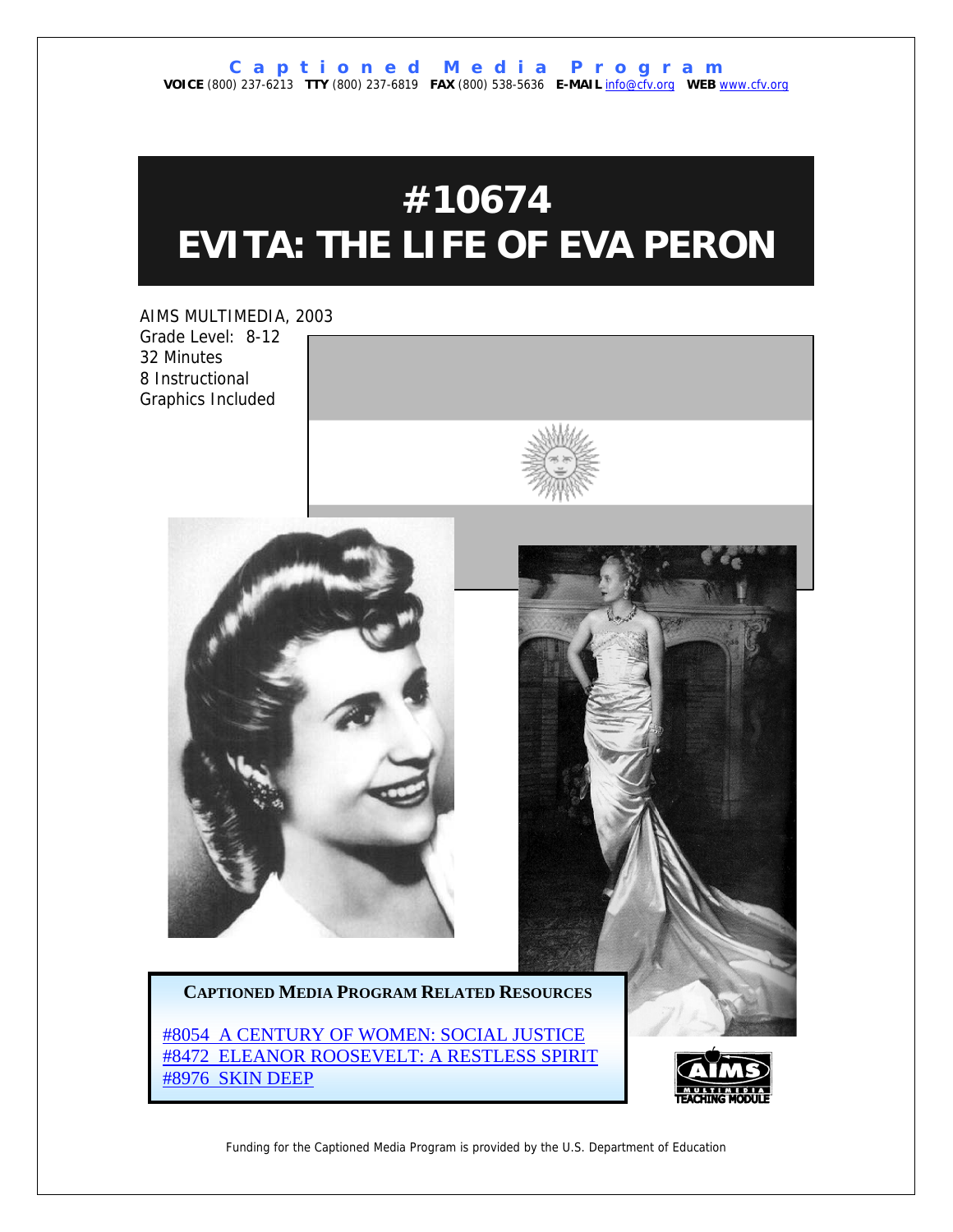**Captioned Media Program**

**VOICE** (800) 237-6213 **TTY** (800) 237-6819 **FAX** (800) 538-5636 **E-MAIL** info@cfv.org **WEB** www.cfv.org

# #10674 EVITA: THE LIFE OF EVA PERON

AIMS MULTIMEDIA, 2003
Grade Level: 8-12
32 Minutes
8 Instructional Graphics Included

**CAPTIONED MEDIA PROGRAM RELATED RESOURCES**

#8054 A CENTURY OF WOMEN: SOCIAL JUSTICE
#8472 ELEANOR ROOSEVELT: A RESTLESS SPIRIT
#8976 SKIN DEEP

Funding for the Captioned Media Program is provided by the U.S. Department of Education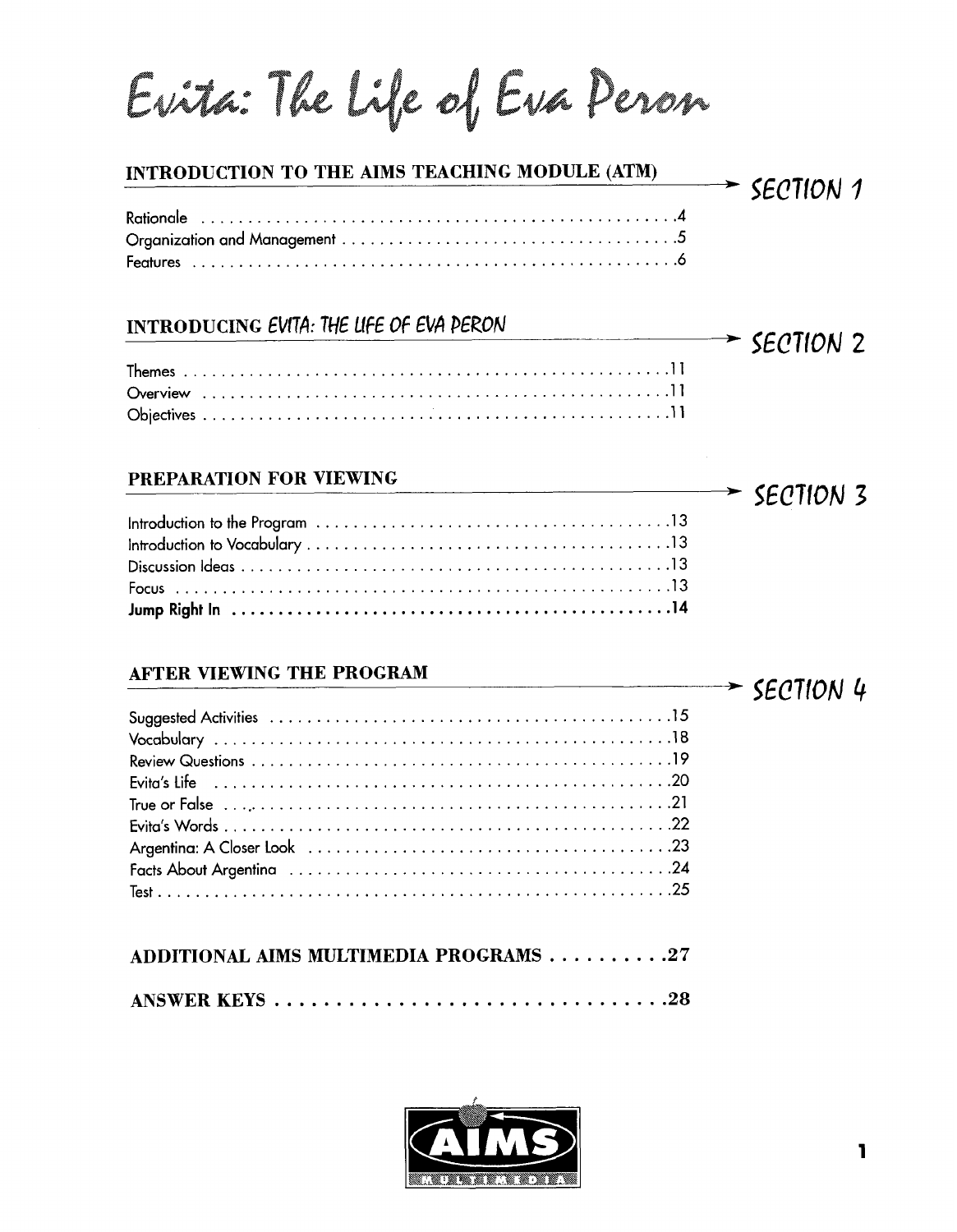# Evita: The Life of Eva Peron

## INTRODUCTION TO THE AIMS TEACHING MODULE (ATM) — SECTION 1

Rationale . . . . . . . . . . . . . . . . . . . . . . . . . . . . . . . . . . . . . . . . . . . . . . . . . .4
Organization and Management . . . . . . . . . . . . . . . . . . . . . . . . . . . . . . . . . . .5
Features . . . . . . . . . . . . . . . . . . . . . . . . . . . . . . . . . . . . . . . . . . . . . . . . . .6

## INTRODUCING *EVITA: THE LIFE OF EVA PERON* — SECTION 2

Themes . . . . . . . . . . . . . . . . . . . . . . . . . . . . . . . . . . . . . . . . . . . . . . . . . .11
Overview . . . . . . . . . . . . . . . . . . . . . . . . . . . . . . . . . . . . . . . . . . . . . . . . .11
Objectives . . . . . . . . . . . . . . . . . . . . . . . . . . . . . . . . . . . . . . . . . . . . . . . .11

## PREPARATION FOR VIEWING — SECTION 3

Introduction to the Program . . . . . . . . . . . . . . . . . . . . . . . . . . . . . . . . . . . .13
Introduction to Vocabulary . . . . . . . . . . . . . . . . . . . . . . . . . . . . . . . . . . . . .13
Discussion Ideas . . . . . . . . . . . . . . . . . . . . . . . . . . . . . . . . . . . . . . . . . . . .13
Focus . . . . . . . . . . . . . . . . . . . . . . . . . . . . . . . . . . . . . . . . . . . . . . . . . . . .13
**Jump Right In . . . . . . . . . . . . . . . . . . . . . . . . . . . . . . . . . . . . . . . . . . . . . .14**

## AFTER VIEWING THE PROGRAM — SECTION 4

Suggested Activities . . . . . . . . . . . . . . . . . . . . . . . . . . . . . . . . . . . . . . . . .15
Vocabulary . . . . . . . . . . . . . . . . . . . . . . . . . . . . . . . . . . . . . . . . . . . . . . . .18
Review Questions . . . . . . . . . . . . . . . . . . . . . . . . . . . . . . . . . . . . . . . . . . . .19
Evita's Life . . . . . . . . . . . . . . . . . . . . . . . . . . . . . . . . . . . . . . . . . . . . . . . .20
True or False . . . . . . . . . . . . . . . . . . . . . . . . . . . . . . . . . . . . . . . . . . . . . . .21
Evita's Words . . . . . . . . . . . . . . . . . . . . . . . . . . . . . . . . . . . . . . . . . . . . . . .22
Argentina: A Closer Look . . . . . . . . . . . . . . . . . . . . . . . . . . . . . . . . . . . . . . .23
Facts About Argentina . . . . . . . . . . . . . . . . . . . . . . . . . . . . . . . . . . . . . . . . .24
Test . . . . . . . . . . . . . . . . . . . . . . . . . . . . . . . . . . . . . . . . . . . . . . . . . . . . . .25

## ADDITIONAL AIMS MULTIMEDIA PROGRAMS . . . . . . . . . .27

## ANSWER KEYS . . . . . . . . . . . . . . . . . . . . . . . . . . . . . . .28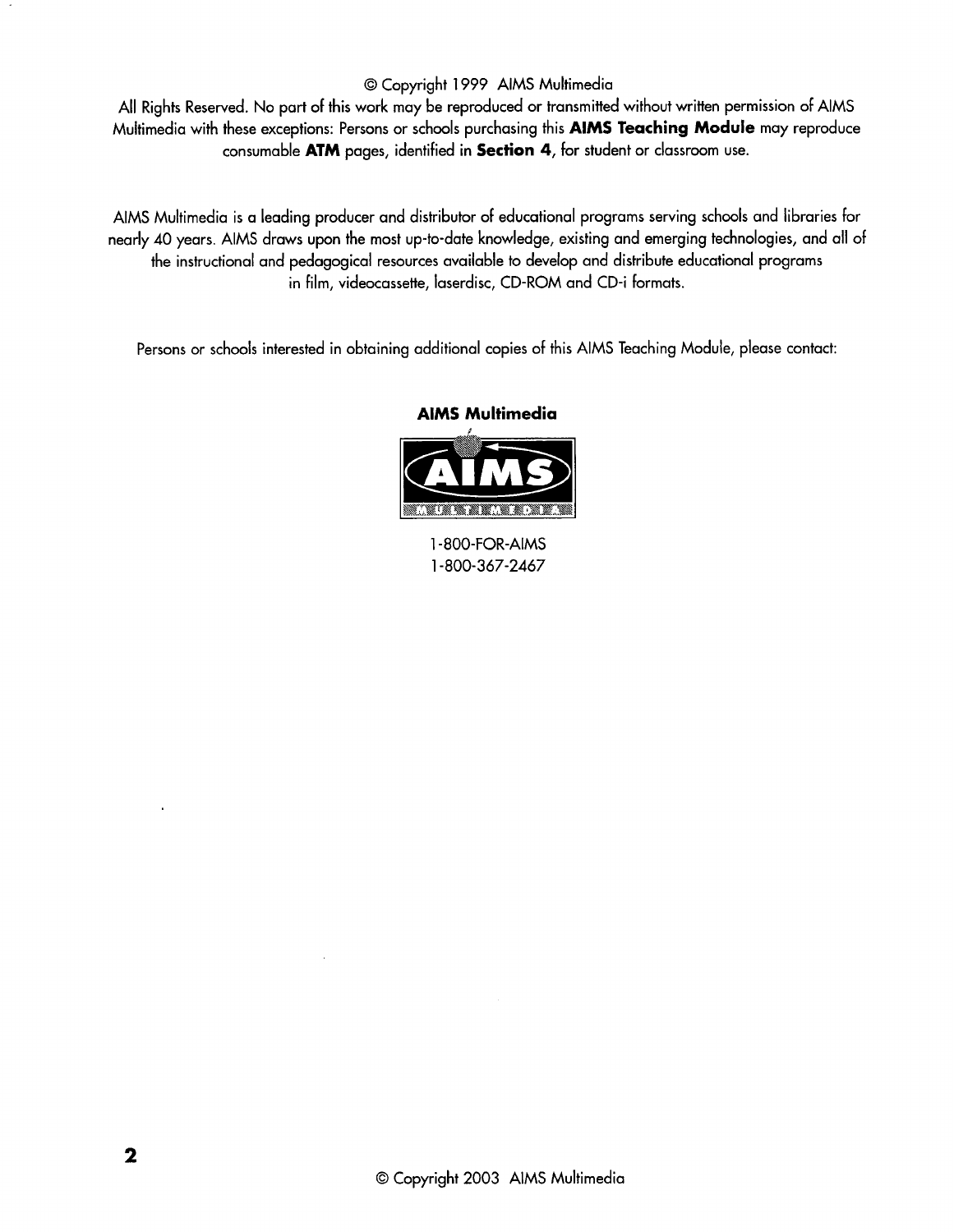© Copyright 1999 AIMS Multimedia

All Rights Reserved. No part of this work may be reproduced or transmitted without written permission of AIMS Multimedia with these exceptions: Persons or schools purchasing this **AIMS Teaching Module** may reproduce consumable **ATM** pages, identified in **Section 4**, for student or classroom use.

AIMS Multimedia is a leading producer and distributor of educational programs serving schools and libraries for nearly 40 years. AIMS draws upon the most up-to-date knowledge, existing and emerging technologies, and all of the instructional and pedagogical resources available to develop and distribute educational programs in film, videocassette, laserdisc, CD-ROM and CD-i formats.

Persons or schools interested in obtaining additional copies of this AIMS Teaching Module, please contact:

**AIMS Multimedia**

1-800-FOR-AIMS
1-800-367-2467

© Copyright 2003 AIMS Multimedia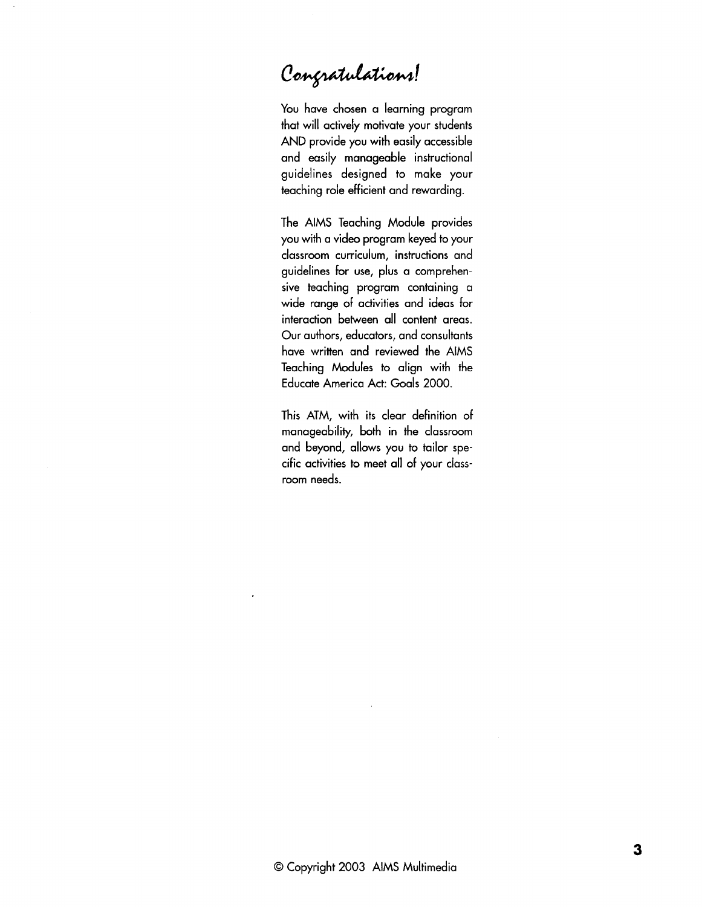# Congratulations!

You have chosen a learning program that will actively motivate your students AND provide you with easily accessible and easily manageable instructional guidelines designed to make your teaching role efficient and rewarding.

The AIMS Teaching Module provides you with a video program keyed to your classroom curriculum, instructions and guidelines for use, plus a comprehensive teaching program containing a wide range of activities and ideas for interaction between all content areas. Our authors, educators, and consultants have written and reviewed the AIMS Teaching Modules to align with the Educate America Act: Goals 2000.

This ATM, with its clear definition of manageability, both in the classroom and beyond, allows you to tailor specific activities to meet all of your classroom needs.

© Copyright 2003 AIMS Multimedia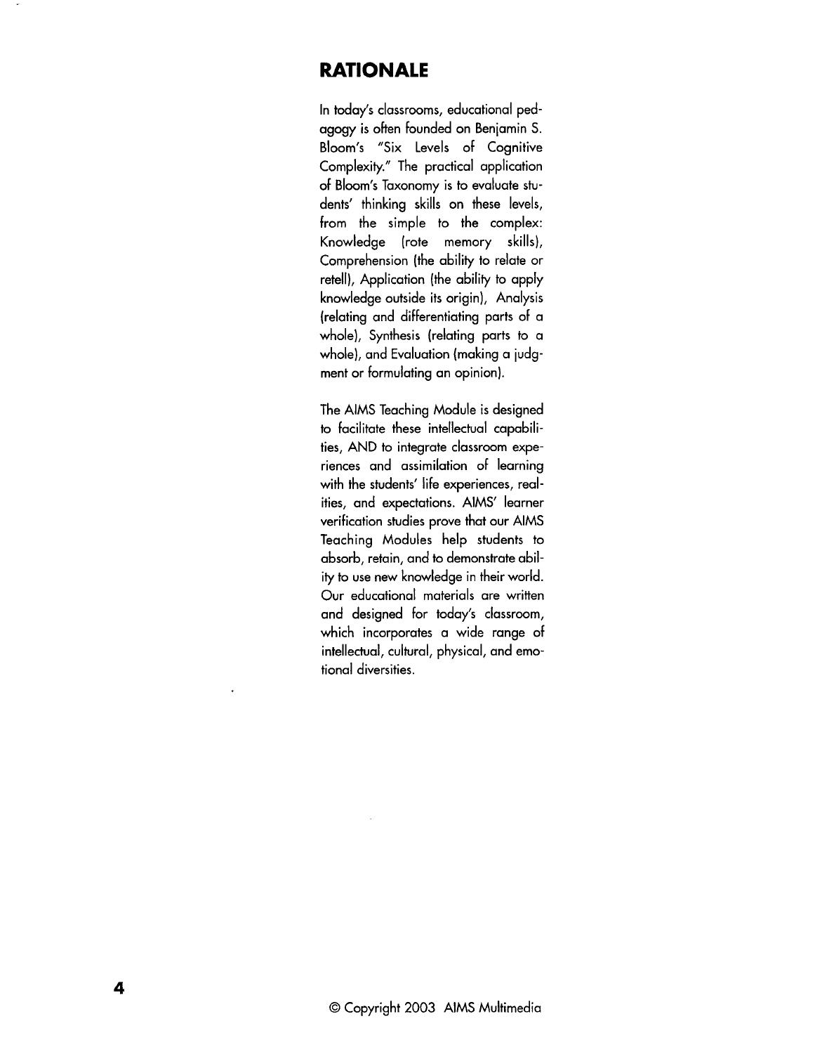## RATIONALE

In today's classrooms, educational pedagogy is often founded on Benjamin S. Bloom's "Six Levels of Cognitive Complexity." The practical application of Bloom's Taxonomy is to evaluate students' thinking skills on these levels, from the simple to the complex: Knowledge (rote memory skills), Comprehension (the ability to relate or retell), Application (the ability to apply knowledge outside its origin), Analysis (relating and differentiating parts of a whole), Synthesis (relating parts to a whole), and Evaluation (making a judgment or formulating an opinion).

The AIMS Teaching Module is designed to facilitate these intellectual capabilities, AND to integrate classroom experiences and assimilation of learning with the students' life experiences, realities, and expectations. AIMS' learner verification studies prove that our AIMS Teaching Modules help students to absorb, retain, and to demonstrate ability to use new knowledge in their world. Our educational materials are written and designed for today's classroom, which incorporates a wide range of intellectual, cultural, physical, and emotional diversities.

© Copyright 2003 AIMS Multimedia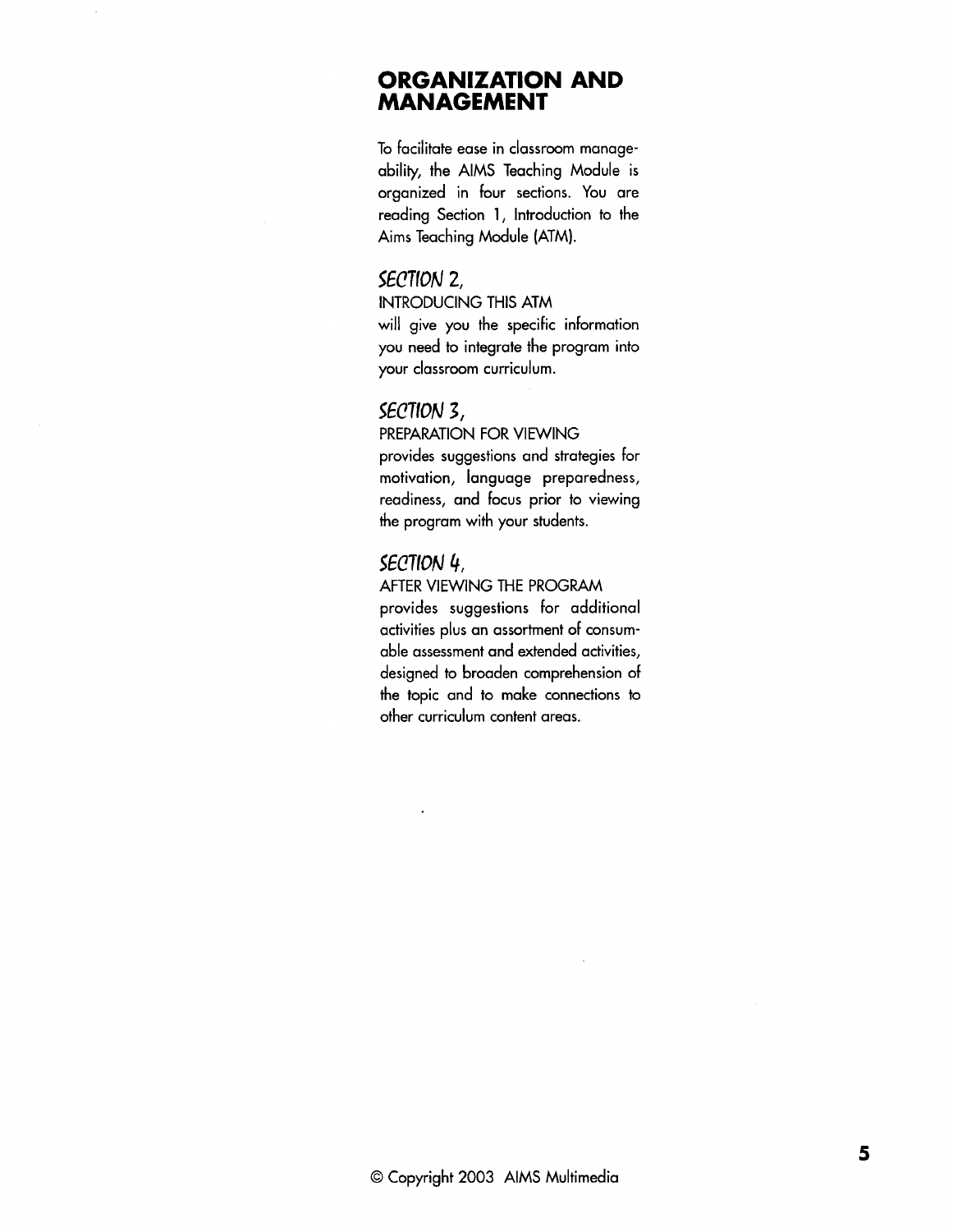## ORGANIZATION AND MANAGEMENT

To facilitate ease in classroom manageability, the AIMS Teaching Module is organized in four sections. You are reading Section 1, Introduction to the Aims Teaching Module (ATM).

### SECTION 2,

INTRODUCING THIS ATM
will give you the specific information you need to integrate the program into your classroom curriculum.

### SECTION 3,

PREPARATION FOR VIEWING
provides suggestions and strategies for motivation, language preparedness, readiness, and focus prior to viewing the program with your students.

### SECTION 4,

AFTER VIEWING THE PROGRAM
provides suggestions for additional activities plus an assortment of consumable assessment and extended activities, designed to broaden comprehension of the topic and to make connections to other curriculum content areas.

© Copyright 2003 AIMS Multimedia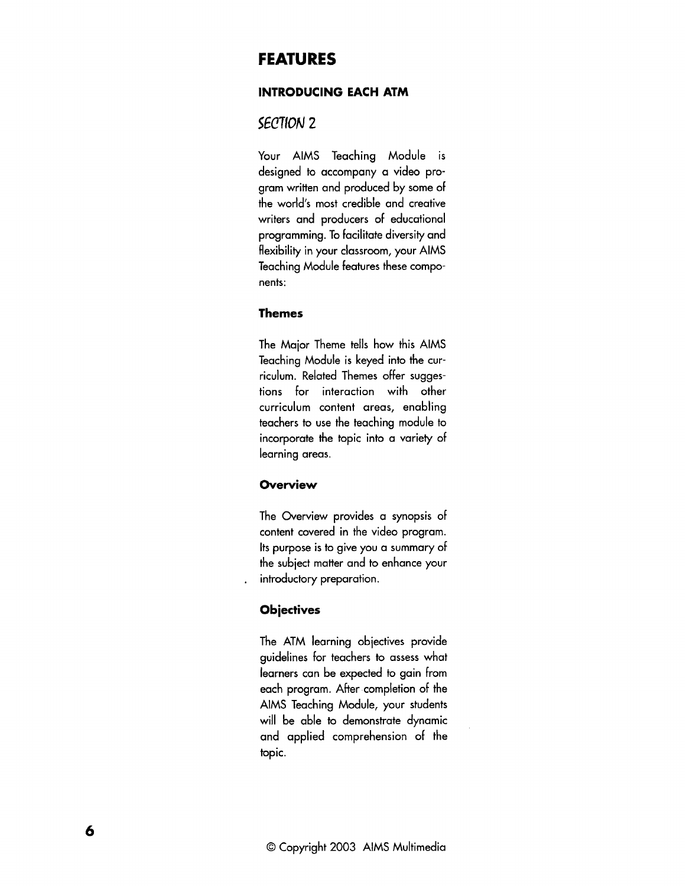## FEATURES

### INTRODUCING EACH ATM

### *SECTION 2*

Your AIMS Teaching Module is designed to accompany a video program written and produced by some of the world's most credible and creative writers and producers of educational programming. To facilitate diversity and flexibility in your classroom, your AIMS Teaching Module features these components:

#### Themes

The Major Theme tells how this AIMS Teaching Module is keyed into the curriculum. Related Themes offer suggestions for interaction with other curriculum content areas, enabling teachers to use the teaching module to incorporate the topic into a variety of learning areas.

#### Overview

The Overview provides a synopsis of content covered in the video program. Its purpose is to give you a summary of the subject matter and to enhance your introductory preparation.

#### Objectives

The ATM learning objectives provide guidelines for teachers to assess what learners can be expected to gain from each program. After completion of the AIMS Teaching Module, your students will be able to demonstrate dynamic and applied comprehension of the topic.

© Copyright 2003 AIMS Multimedia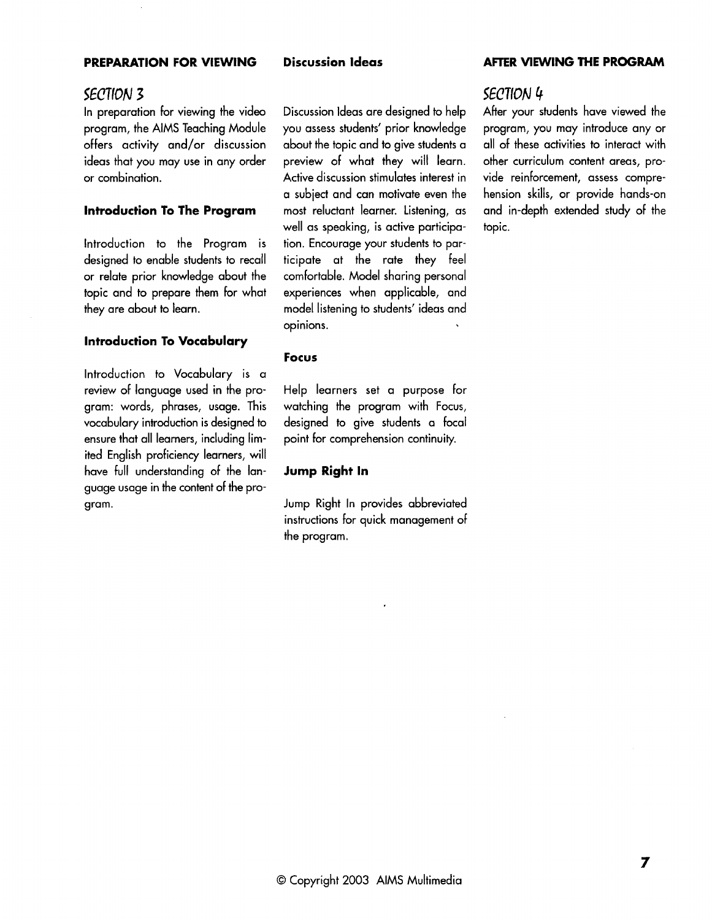## PREPARATION FOR VIEWING

### SECTION 3

In preparation for viewing the video program, the AIMS Teaching Module offers activity and/or discussion ideas that you may use in any order or combination.

#### Introduction To The Program

Introduction to the Program is designed to enable students to recall or relate prior knowledge about the topic and to prepare them for what they are about to learn.

#### Introduction To Vocabulary

Introduction to Vocabulary is a review of language used in the program: words, phrases, usage. This vocabulary introduction is designed to ensure that all learners, including limited English proficiency learners, will have full understanding of the language usage in the content of the program.

#### Discussion Ideas

Discussion Ideas are designed to help you assess students' prior knowledge about the topic and to give students a preview of what they will learn. Active discussion stimulates interest in a subject and can motivate even the most reluctant learner. Listening, as well as speaking, is active participation. Encourage your students to participate at the rate they feel comfortable. Model sharing personal experiences when applicable, and model listening to students' ideas and opinions.

#### Focus

Help learners set a purpose for watching the program with Focus, designed to give students a focal point for comprehension continuity.

#### Jump Right In

Jump Right In provides abbreviated instructions for quick management of the program.

## AFTER VIEWING THE PROGRAM

### SECTION 4

After your students have viewed the program, you may introduce any or all of these activities to interact with other curriculum content areas, provide reinforcement, assess comprehension skills, or provide hands-on and in-depth extended study of the topic.

© Copyright 2003 AIMS Multimedia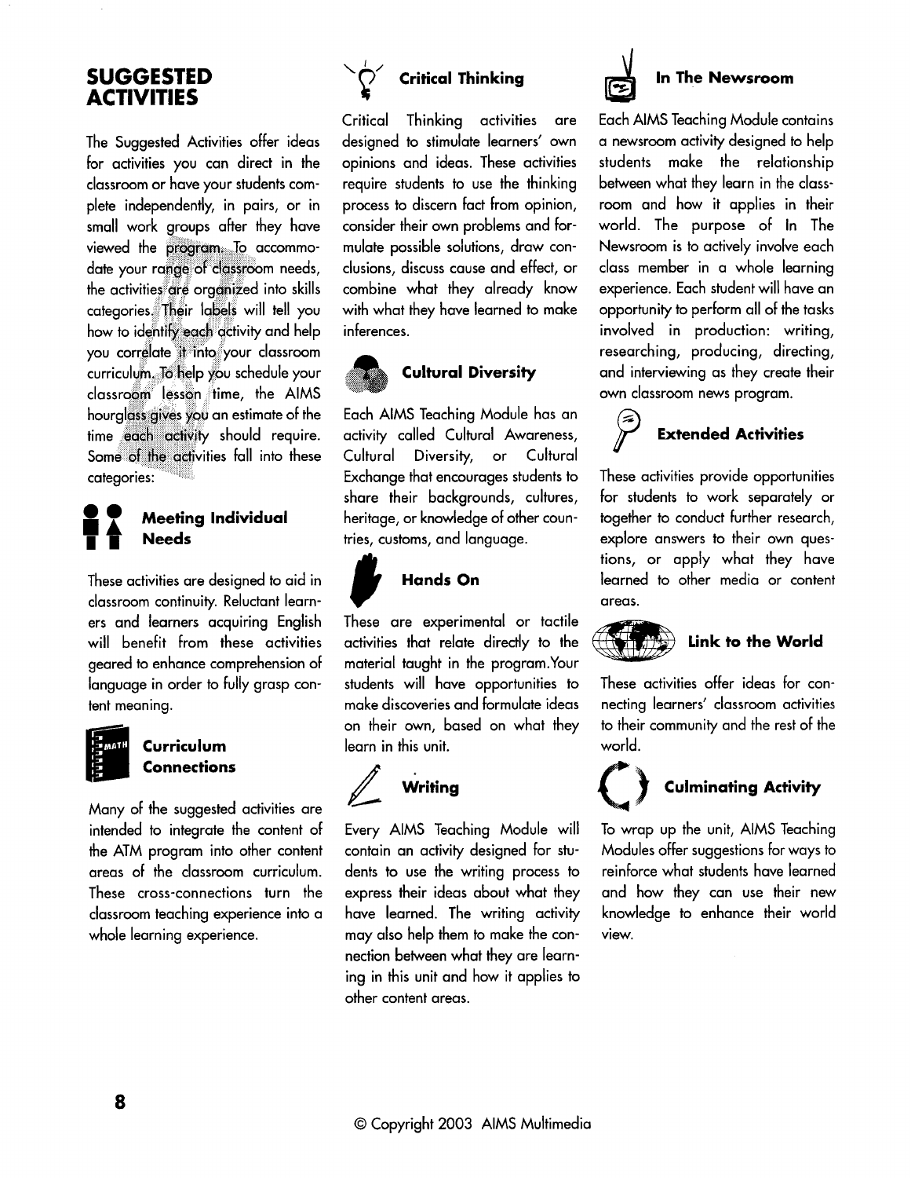## SUGGESTED ACTIVITIES

The Suggested Activities offer ideas for activities you can direct in the classroom or have your students complete independently, in pairs, or in small work groups after they have viewed the program. To accommodate your range of classroom needs, the activities are organized into skills categories. Their labels will tell you how to identify each activity and help you correlate it into your classroom curriculum. To help you schedule your classroom lesson time, the AIMS hourglass gives you an estimate of the time each activity should require. Some of the activities fall into these categories:

### Meeting Individual Needs

These activities are designed to aid in classroom continuity. Reluctant learners and learners acquiring English will benefit from these activities geared to enhance comprehension of language in order to fully grasp content meaning.

### Curriculum Connections

Many of the suggested activities are intended to integrate the content of the ATM program into other content areas of the classroom curriculum. These cross-connections turn the classroom teaching experience into a whole learning experience.

### Critical Thinking

Critical Thinking activities are designed to stimulate learners' own opinions and ideas. These activities require students to use the thinking process to discern fact from opinion, consider their own problems and formulate possible solutions, draw conclusions, discuss cause and effect, or combine what they already know with what they have learned to make inferences.

### Cultural Diversity

Each AIMS Teaching Module has an activity called Cultural Awareness, Cultural Diversity, or Cultural Exchange that encourages students to share their backgrounds, cultures, heritage, or knowledge of other countries, customs, and language.

### Hands On

These are experimental or tactile activities that relate directly to the material taught in the program. Your students will have opportunities to make discoveries and formulate ideas on their own, based on what they learn in this unit.

### Writing

Every AIMS Teaching Module will contain an activity designed for students to use the writing process to express their ideas about what they have learned. The writing activity may also help them to make the connection between what they are learning in this unit and how it applies to other content areas.

### In The Newsroom

Each AIMS Teaching Module contains a newsroom activity designed to help students make the relationship between what they learn in the classroom and how it applies in their world. The purpose of In The Newsroom is to actively involve each class member in a whole learning experience. Each student will have an opportunity to perform all of the tasks involved in production: writing, researching, producing, directing, and interviewing as they create their own classroom news program.

### Extended Activities

These activities provide opportunities for students to work separately or together to conduct further research, explore answers to their own questions, or apply what they have learned to other media or content areas.

### Link to the World

These activities offer ideas for connecting learners' classroom activities to their community and the rest of the world.

### Culminating Activity

To wrap up the unit, AIMS Teaching Modules offer suggestions for ways to reinforce what students have learned and how they can use their new knowledge to enhance their world view.

© Copyright 2003 AIMS Multimedia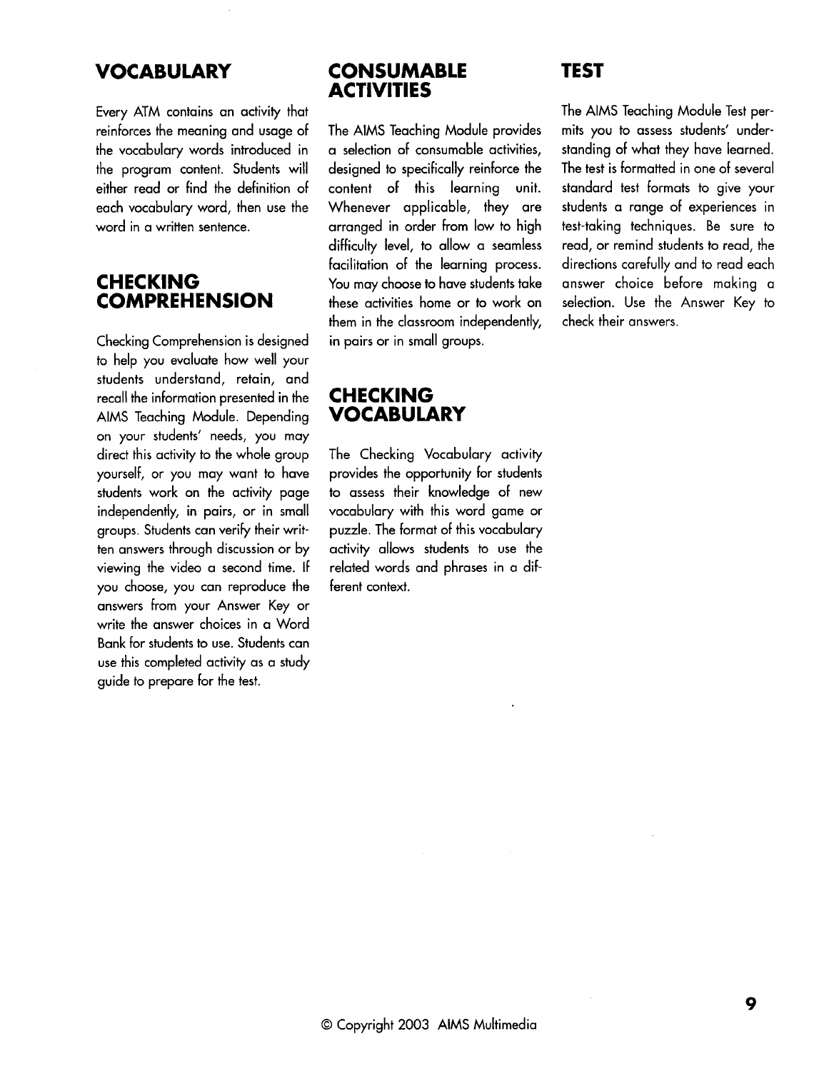## VOCABULARY

Every ATM contains an activity that reinforces the meaning and usage of the vocabulary words introduced in the program content. Students will either read or find the definition of each vocabulary word, then use the word in a written sentence.

## CHECKING COMPREHENSION

Checking Comprehension is designed to help you evaluate how well your students understand, retain, and recall the information presented in the AIMS Teaching Module. Depending on your students' needs, you may direct this activity to the whole group yourself, or you may want to have students work on the activity page independently, in pairs, or in small groups. Students can verify their written answers through discussion or by viewing the video a second time. If you choose, you can reproduce the answers from your Answer Key or write the answer choices in a Word Bank for students to use. Students can use this completed activity as a study guide to prepare for the test.

## CONSUMABLE ACTIVITIES

The AIMS Teaching Module provides a selection of consumable activities, designed to specifically reinforce the content of this learning unit. Whenever applicable, they are arranged in order from low to high difficulty level, to allow a seamless facilitation of the learning process. You may choose to have students take these activities home or to work on them in the classroom independently, in pairs or in small groups.

## CHECKING VOCABULARY

The Checking Vocabulary activity provides the opportunity for students to assess their knowledge of new vocabulary with this word game or puzzle. The format of this vocabulary activity allows students to use the related words and phrases in a different context.

## TEST

The AIMS Teaching Module Test permits you to assess students' understanding of what they have learned. The test is formatted in one of several standard test formats to give your students a range of experiences in test-taking techniques. Be sure to read, or remind students to read, the directions carefully and to read each answer choice before making a selection. Use the Answer Key to check their answers.

© Copyright 2003 AIMS Multimedia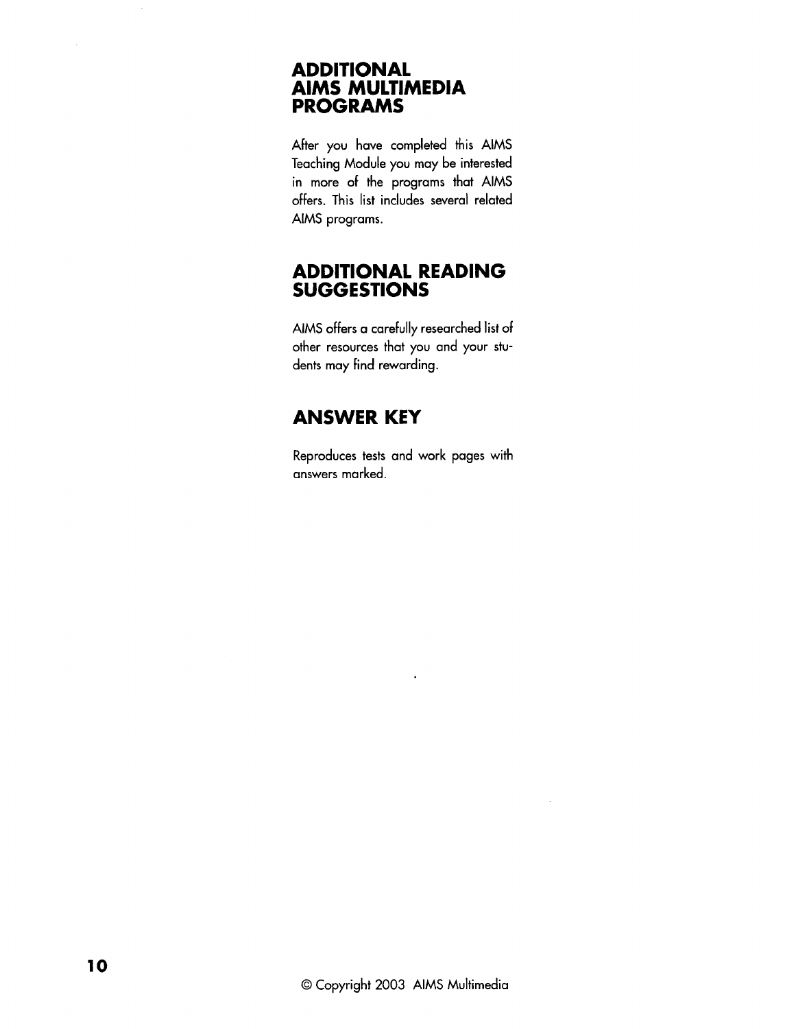## ADDITIONAL AIMS MULTIMEDIA PROGRAMS

After you have completed this AIMS Teaching Module you may be interested in more of the programs that AIMS offers. This list includes several related AIMS programs.

## ADDITIONAL READING SUGGESTIONS

AIMS offers a carefully researched list of other resources that you and your students may find rewarding.

## ANSWER KEY

Reproduces tests and work pages with answers marked.

© Copyright 2003 AIMS Multimedia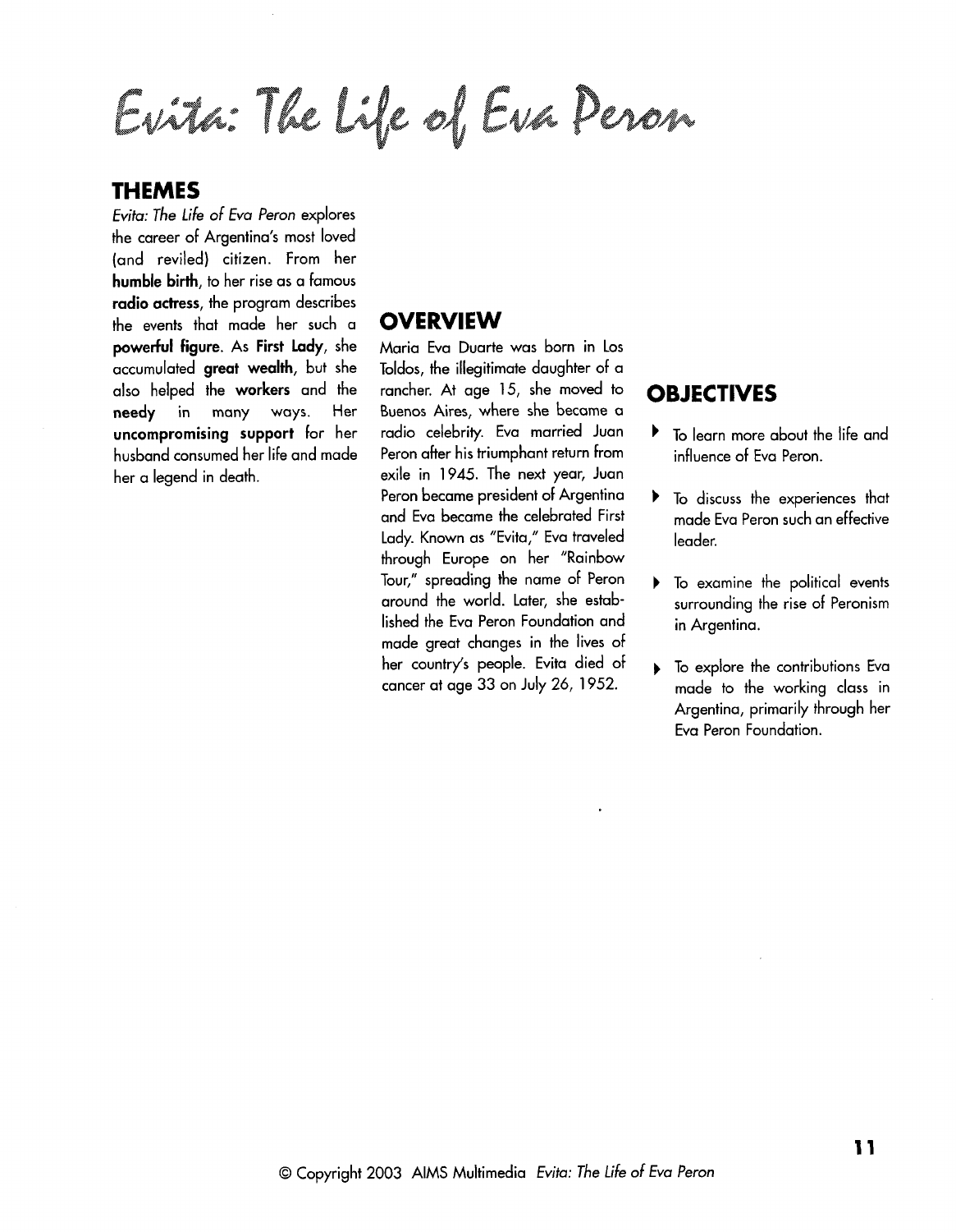# Evita: The Life of Eva Peron

## THEMES

*Evita: The Life of Eva Peron* explores the career of Argentina's most loved (and reviled) citizen. From her **humble birth**, to her rise as a famous **radio actress**, the program describes the events that made her such a **powerful figure**. As **First Lady**, she accumulated **great wealth**, but she also helped the **workers** and the **needy** in many ways. Her **uncompromising support** for her husband consumed her life and made her a legend in death.

## OVERVIEW

Maria Eva Duarte was born in Los Toldos, the illegitimate daughter of a rancher. At age 15, she moved to Buenos Aires, where she became a radio celebrity. Eva married Juan Peron after his triumphant return from exile in 1945. The next year, Juan Peron became president of Argentina and Eva became the celebrated First Lady. Known as "Evita," Eva traveled through Europe on her "Rainbow Tour," spreading the name of Peron around the world. Later, she established the Eva Peron Foundation and made great changes in the lives of her country's people. Evita died of cancer at age 33 on July 26, 1952.

## OBJECTIVES

- To learn more about the life and influence of Eva Peron.
- To discuss the experiences that made Eva Peron such an effective leader.
- To examine the political events surrounding the rise of Peronism in Argentina.
- To explore the contributions Eva made to the working class in Argentina, primarily through her Eva Peron Foundation.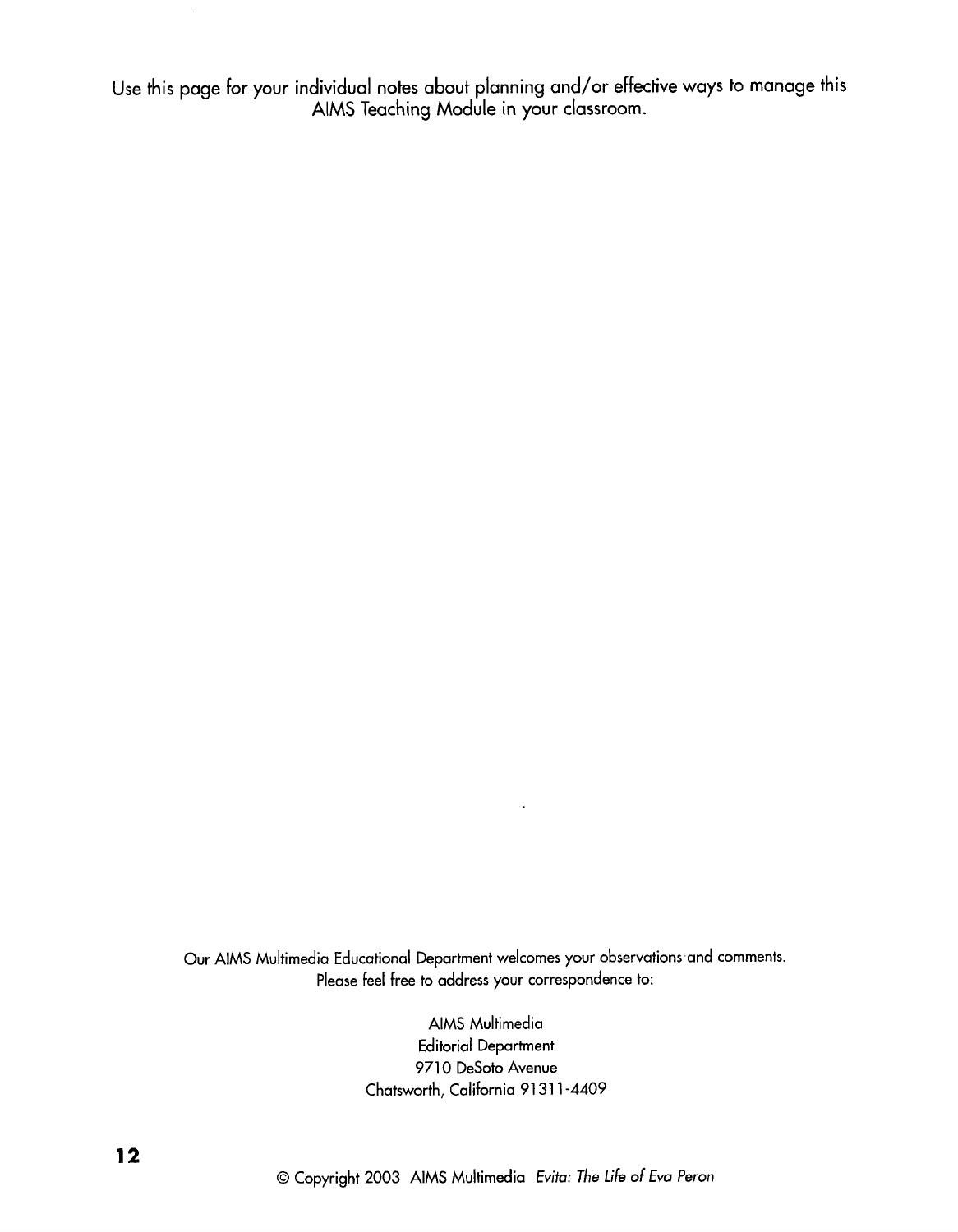Use this page for your individual notes about planning and/or effective ways to manage this AIMS Teaching Module in your classroom.

Our AIMS Multimedia Educational Department welcomes your observations and comments. Please feel free to address your correspondence to:

AIMS Multimedia
Editorial Department
9710 DeSoto Avenue
Chatsworth, California 91311-4409

© Copyright 2003 AIMS Multimedia *Evita: The Life of Eva Peron*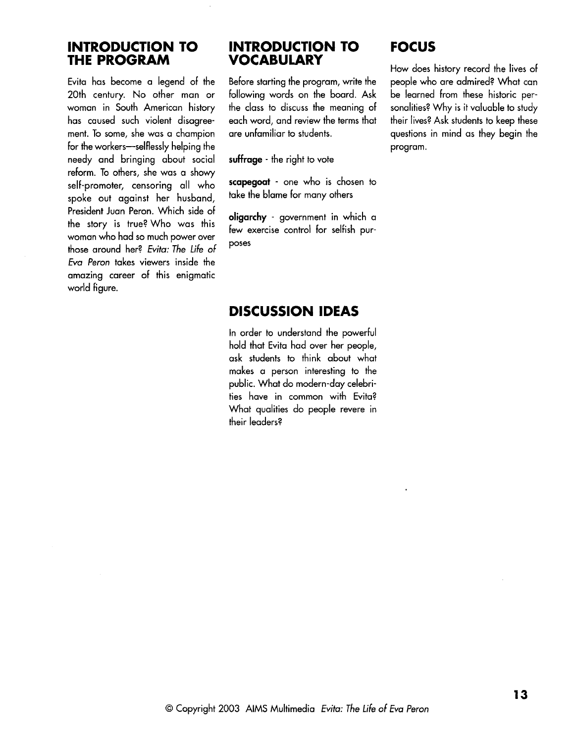## INTRODUCTION TO THE PROGRAM

Evita has become a legend of the 20th century. No other man or woman in South American history has caused such violent disagreement. To some, she was a champion for the workers—selflessly helping the needy and bringing about social reform. To others, she was a showy self-promoter, censoring all who spoke out against her husband, President Juan Peron. Which side of the story is true? Who was this woman who had so much power over those around her? *Evita: The Life of Eva Peron* takes viewers inside the amazing career of this enigmatic world figure.

## INTRODUCTION TO VOCABULARY

Before starting the program, write the following words on the board. Ask the class to discuss the meaning of each word, and review the terms that are unfamiliar to students.

**suffrage** - the right to vote

**scapegoat** - one who is chosen to take the blame for many others

**oligarchy** - government in which a few exercise control for selfish purposes

## DISCUSSION IDEAS

In order to understand the powerful hold that Evita had over her people, ask students to think about what makes a person interesting to the public. What do modern-day celebrities have in common with Evita? What qualities do people revere in their leaders?

## FOCUS

How does history record the lives of people who are admired? What can be learned from these historic personalities? Why is it valuable to study their lives? Ask students to keep these questions in mind as they begin the program.

© Copyright 2003 AIMS Multimedia *Evita: The Life of Eva Peron*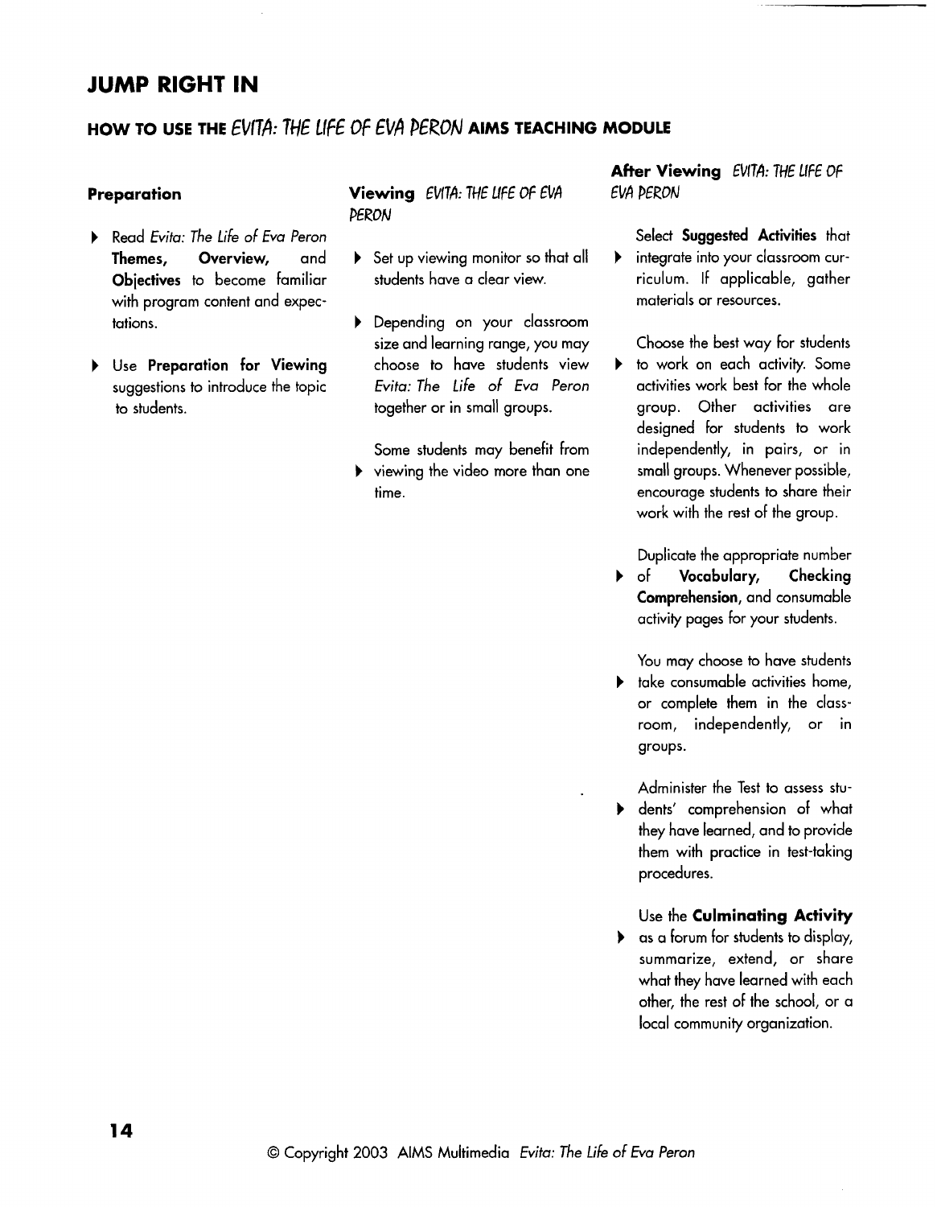# JUMP RIGHT IN

## HOW TO USE THE *EVITA: THE LIFE OF EVA PERON* AIMS TEACHING MODULE

### Preparation

- Read *Evita: The Life of Eva Peron* **Themes, Overview,** and **Objectives** to become familiar with program content and expectations.
- Use **Preparation for Viewing** suggestions to introduce the topic to students.

### Viewing *EVITA: THE LIFE OF EVA PERON*

- Set up viewing monitor so that all students have a clear view.
- Depending on your classroom size and learning range, you may choose to have students view *Evita: The Life of Eva Peron* together or in small groups.
- Some students may benefit from viewing the video more than one time.

### After Viewing *EVITA: THE LIFE OF EVA PERON*

- Select **Suggested Activities** that integrate into your classroom curriculum. If applicable, gather materials or resources.
- Choose the best way for students to work on each activity. Some activities work best for the whole group. Other activities are designed for students to work independently, in pairs, or in small groups. Whenever possible, encourage students to share their work with the rest of the group.
- Duplicate the appropriate number of **Vocabulary, Checking Comprehension,** and consumable activity pages for your students.
- You may choose to have students take consumable activities home, or complete them in the classroom, independently, or in groups.
- Administer the Test to assess students' comprehension of what they have learned, and to provide them with practice in test-taking procedures.
- Use the **Culminating Activity** as a forum for students to display, summarize, extend, or share what they have learned with each other, the rest of the school, or a local community organization.

© Copyright 2003 AIMS Multimedia *Evita: The Life of Eva Peron*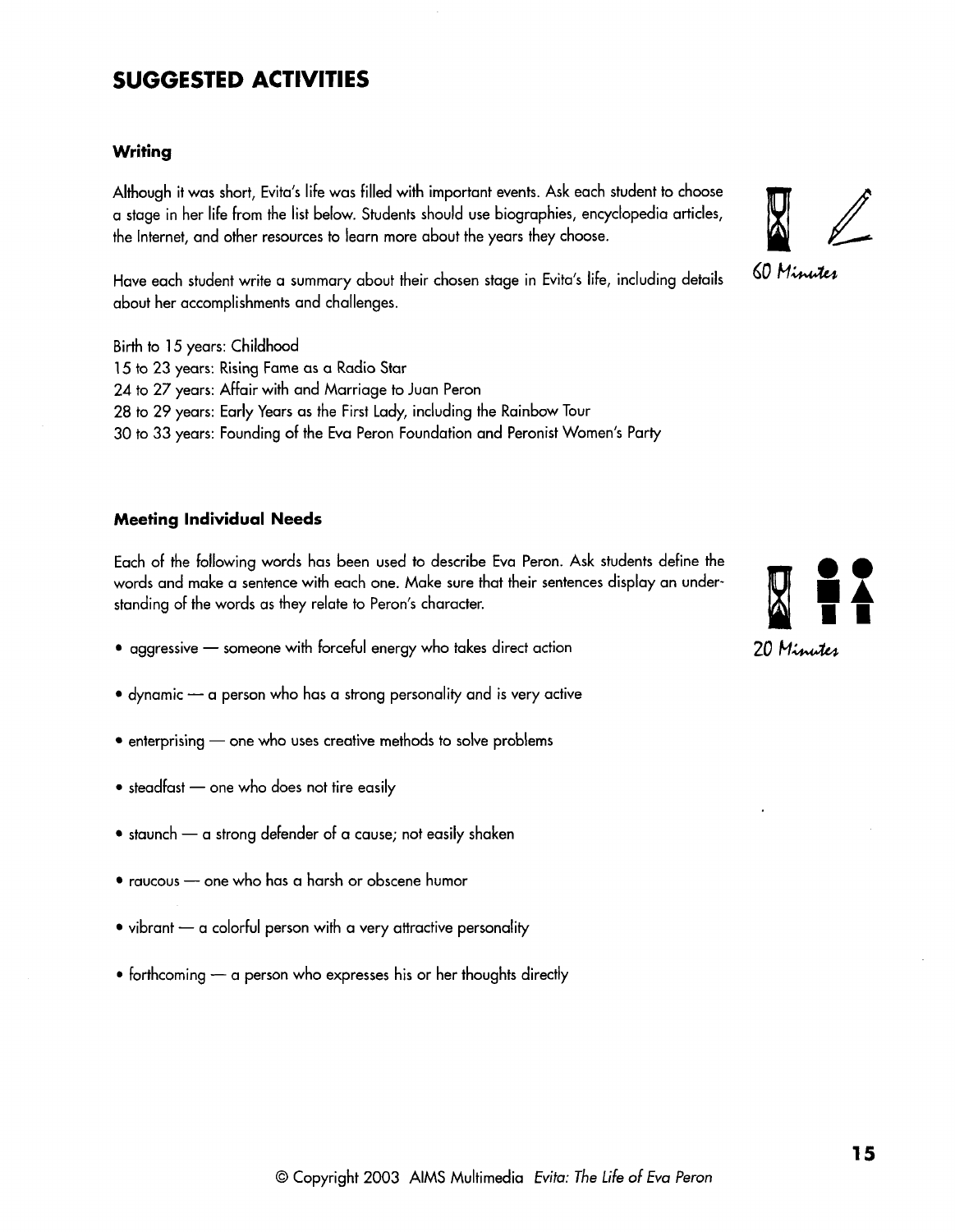## SUGGESTED ACTIVITIES

### Writing

Although it was short, Evita's life was filled with important events. Ask each student to choose a stage in her life from the list below. Students should use biographies, encyclopedia articles, the Internet, and other resources to learn more about the years they choose.

60 Minutes

Have each student write a summary about their chosen stage in Evita's life, including details about her accomplishments and challenges.

Birth to 15 years: Childhood
15 to 23 years: Rising Fame as a Radio Star
24 to 27 years: Affair with and Marriage to Juan Peron
28 to 29 years: Early Years as the First Lady, including the Rainbow Tour
30 to 33 years: Founding of the Eva Peron Foundation and Peronist Women's Party

### Meeting Individual Needs

Each of the following words has been used to describe Eva Peron. Ask students define the words and make a sentence with each one. Make sure that their sentences display an understanding of the words as they relate to Peron's character.

20 Minutes

- aggressive — someone with forceful energy who takes direct action
- dynamic — a person who has a strong personality and is very active
- enterprising — one who uses creative methods to solve problems
- steadfast — one who does not tire easily
- staunch — a strong defender of a cause; not easily shaken
- raucous — one who has a harsh or obscene humor
- vibrant — a colorful person with a very attractive personality
- forthcoming — a person who expresses his or her thoughts directly

© Copyright 2003 AIMS Multimedia *Evita: The Life of Eva Peron*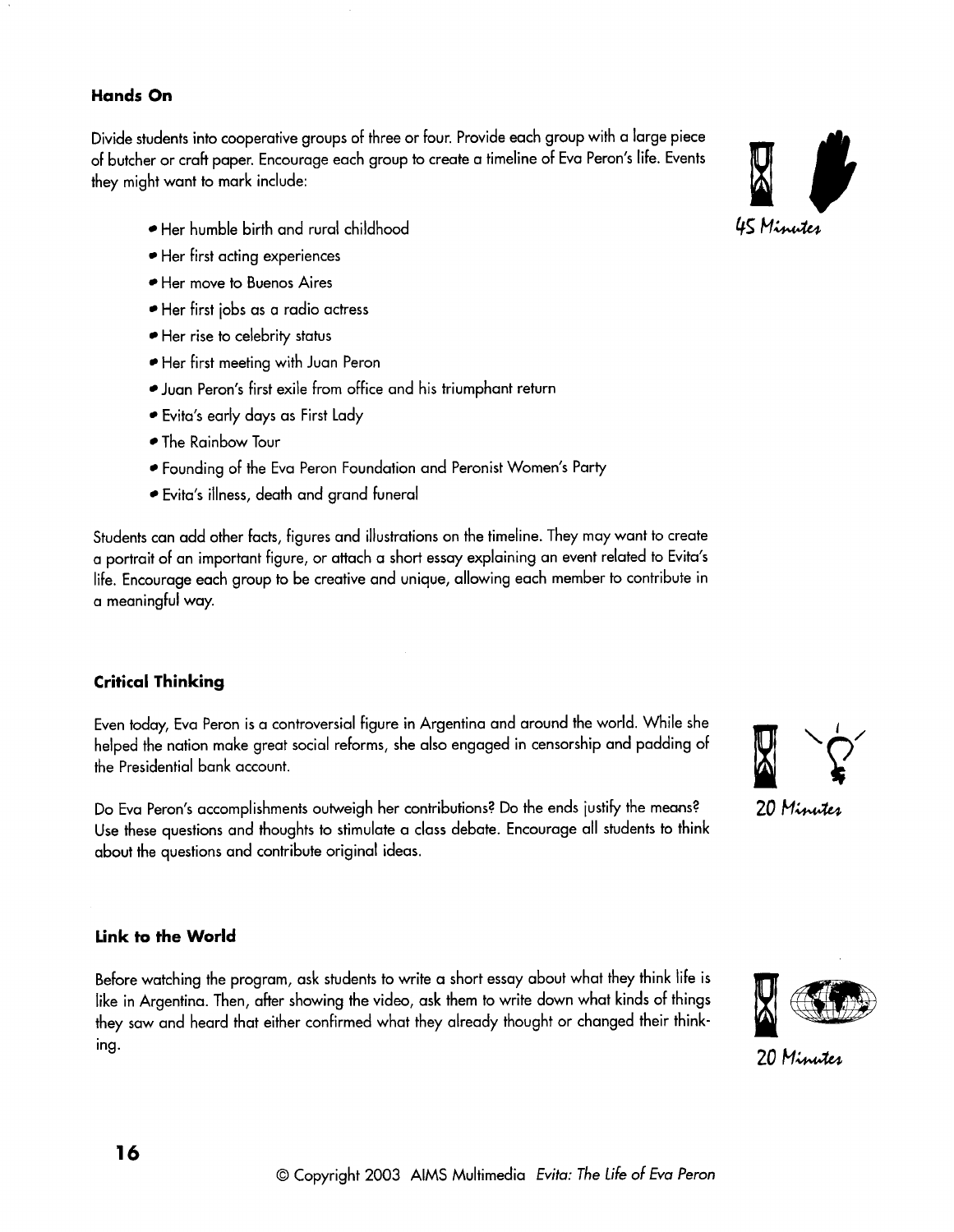### Hands On

Divide students into cooperative groups of three or four. Provide each group with a large piece of butcher or craft paper. Encourage each group to create a timeline of Eva Peron's life. Events they might want to mark include:

45 Minutes

- Her humble birth and rural childhood
- Her first acting experiences
- Her move to Buenos Aires
- Her first jobs as a radio actress
- Her rise to celebrity status
- Her first meeting with Juan Peron
- Juan Peron's first exile from office and his triumphant return
- Evita's early days as First Lady
- The Rainbow Tour
- Founding of the Eva Peron Foundation and Peronist Women's Party
- Evita's illness, death and grand funeral

Students can add other facts, figures and illustrations on the timeline. They may want to create a portrait of an important figure, or attach a short essay explaining an event related to Evita's life. Encourage each group to be creative and unique, allowing each member to contribute in a meaningful way.

### Critical Thinking

20 Minutes

Even today, Eva Peron is a controversial figure in Argentina and around the world. While she helped the nation make great social reforms, she also engaged in censorship and padding of the Presidential bank account.

Do Eva Peron's accomplishments outweigh her contributions? Do the ends justify the means? Use these questions and thoughts to stimulate a class debate. Encourage all students to think about the questions and contribute original ideas.

### Link to the World

20 Minutes

Before watching the program, ask students to write a short essay about what they think life is like in Argentina. Then, after showing the video, ask them to write down what kinds of things they saw and heard that either confirmed what they already thought or changed their thinking.

© Copyright 2003 AIMS Multimedia *Evita: The Life of Eva Peron*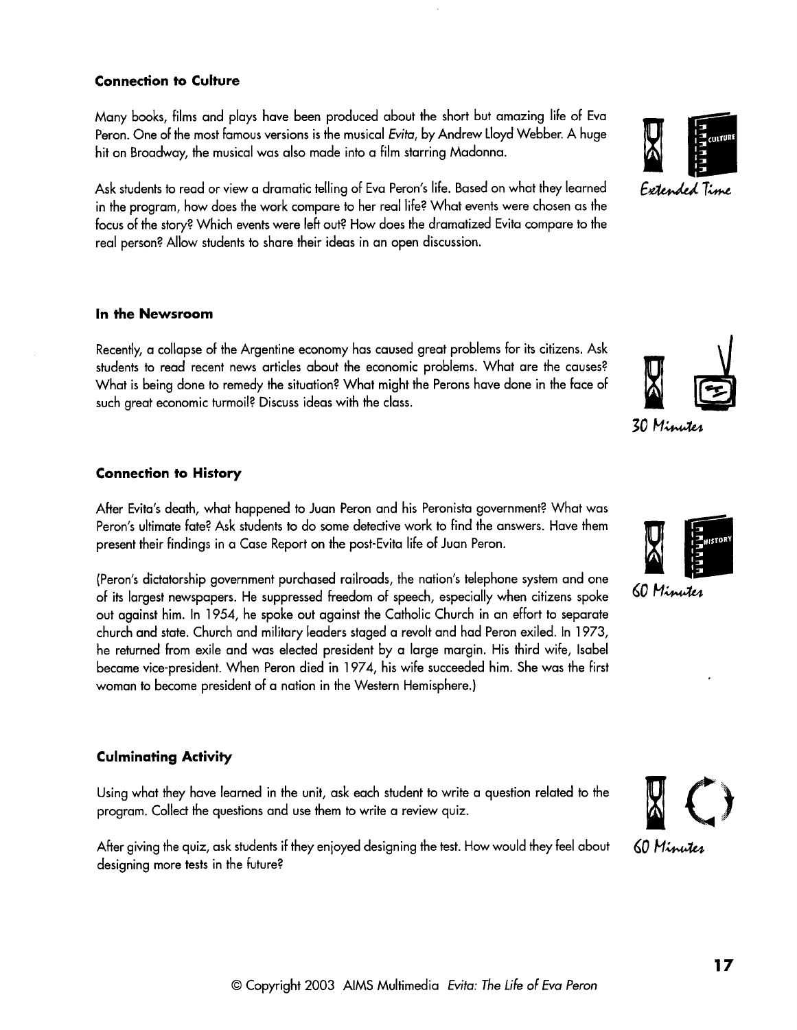### Connection to Culture

Many books, films and plays have been produced about the short but amazing life of Eva Peron. One of the most famous versions is the musical *Evita*, by Andrew Lloyd Webber. A huge hit on Broadway, the musical was also made into a film starring Madonna.

Ask students to read or view a dramatic telling of Eva Peron's life. Based on what they learned in the program, how does the work compare to her real life? What events were chosen as the focus of the story? Which events were left out? How does the dramatized Evita compare to the real person? Allow students to share their ideas in an open discussion.

*Extended Time*

### In the Newsroom

Recently, a collapse of the Argentine economy has caused great problems for its citizens. Ask students to read recent news articles about the economic problems. What are the causes? What is being done to remedy the situation? What might the Perons have done in the face of such great economic turmoil? Discuss ideas with the class.

*30 Minutes*

### Connection to History

After Evita's death, what happened to Juan Peron and his Peronista government? What was Peron's ultimate fate? Ask students to do some detective work to find the answers. Have them present their findings in a Case Report on the post-Evita life of Juan Peron.

(Peron's dictatorship government purchased railroads, the nation's telephone system and one of its largest newspapers. He suppressed freedom of speech, especially when citizens spoke out against him. In 1954, he spoke out against the Catholic Church in an effort to separate church and state. Church and military leaders staged a revolt and had Peron exiled. In 1973, he returned from exile and was elected president by a large margin. His third wife, Isabel became vice-president. When Peron died in 1974, his wife succeeded him. She was the first woman to become president of a nation in the Western Hemisphere.)

*60 Minutes*

### Culminating Activity

Using what they have learned in the unit, ask each student to write a question related to the program. Collect the questions and use them to write a review quiz.

After giving the quiz, ask students if they enjoyed designing the test. How would they feel about designing more tests in the future?

*60 Minutes*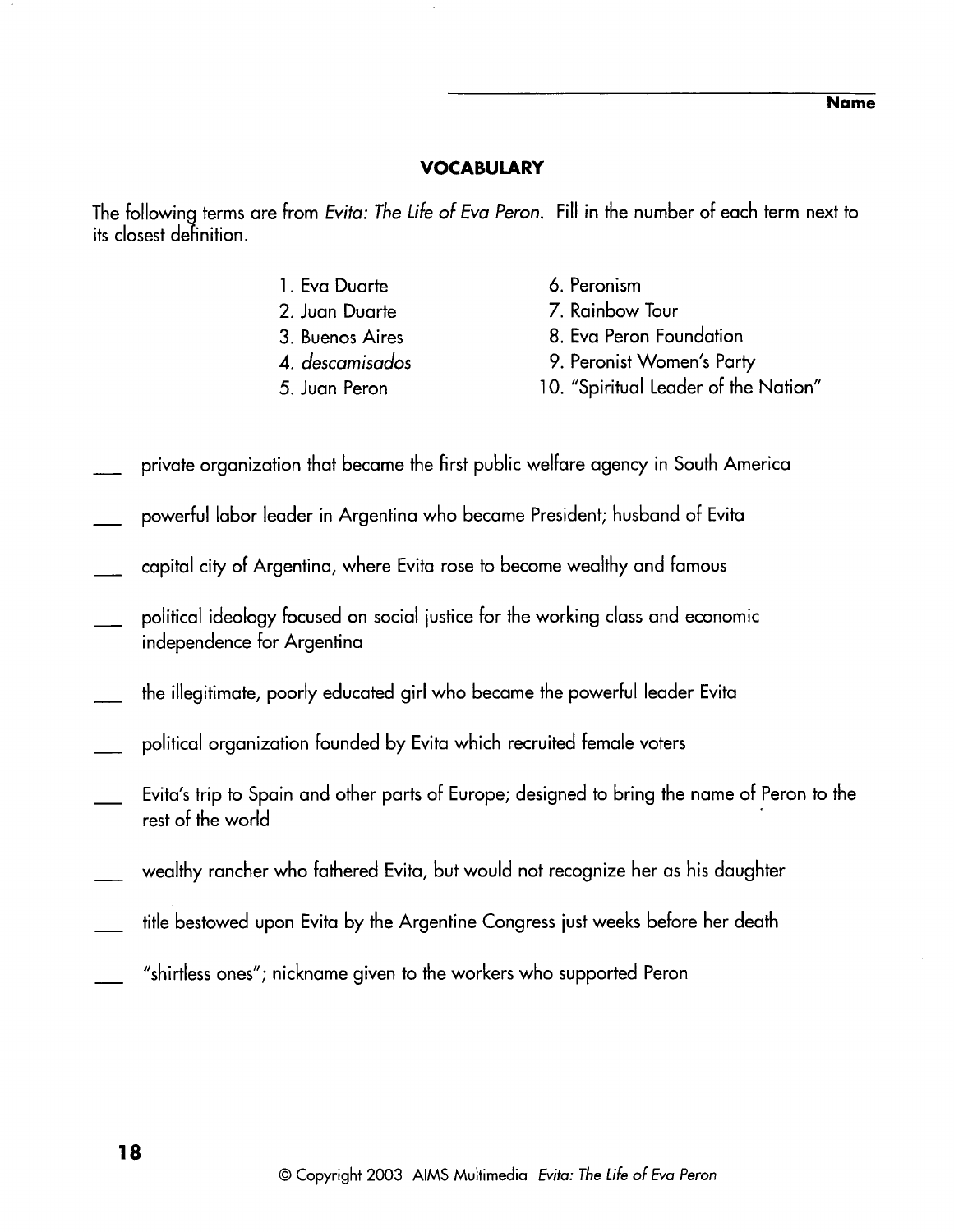Name

## VOCABULARY

The following terms are from *Evita: The Life of Eva Peron*. Fill in the number of each term next to its closest definition.

1. Eva Duarte
2. Juan Duarte
3. Buenos Aires
4. *descamisados*
5. Juan Peron
6. Peronism
7. Rainbow Tour
8. Eva Peron Foundation
9. Peronist Women's Party
10. "Spiritual Leader of the Nation"

___ private organization that became the first public welfare agency in South America

___ powerful labor leader in Argentina who became President; husband of Evita

___ capital city of Argentina, where Evita rose to become wealthy and famous

___ political ideology focused on social justice for the working class and economic independence for Argentina

___ the illegitimate, poorly educated girl who became the powerful leader Evita

___ political organization founded by Evita which recruited female voters

___ Evita's trip to Spain and other parts of Europe; designed to bring the name of Peron to the rest of the world

___ wealthy rancher who fathered Evita, but would not recognize her as his daughter

___ title bestowed upon Evita by the Argentine Congress just weeks before her death

___ "shirtless ones"; nickname given to the workers who supported Peron

© Copyright 2003 AIMS Multimedia *Evita: The Life of Eva Peron*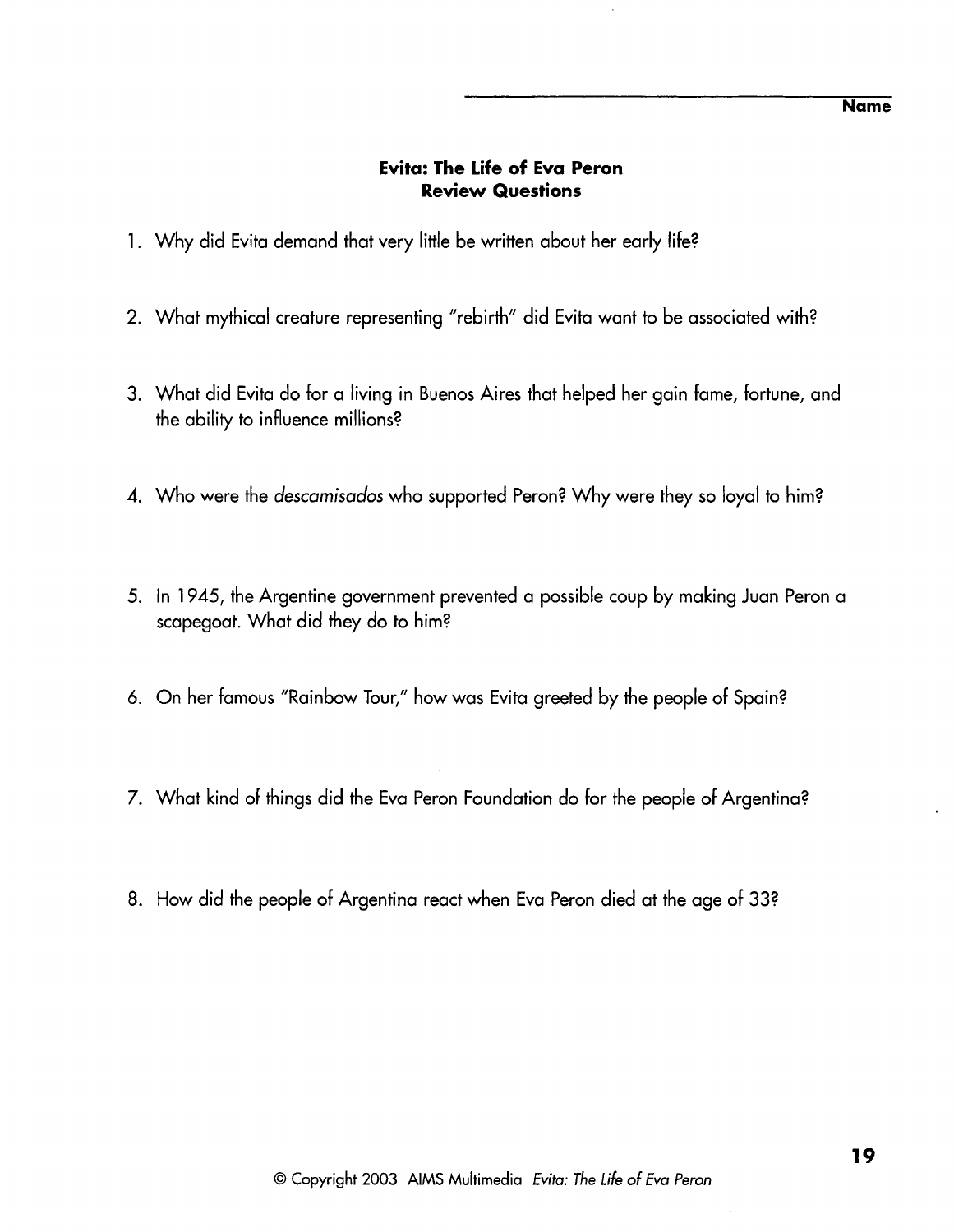Name

**Evita: The Life of Eva Peron**
**Review Questions**

1. Why did Evita demand that very little be written about her early life?

2. What mythical creature representing "rebirth" did Evita want to be associated with?

3. What did Evita do for a living in Buenos Aires that helped her gain fame, fortune, and the ability to influence millions?

4. Who were the *descamisados* who supported Peron? Why were they so loyal to him?

5. In 1945, the Argentine government prevented a possible coup by making Juan Peron a scapegoat. What did they do to him?

6. On her famous "Rainbow Tour," how was Evita greeted by the people of Spain?

7. What kind of things did the Eva Peron Foundation do for the people of Argentina?

8. How did the people of Argentina react when Eva Peron died at the age of 33?

© Copyright 2003 AIMS Multimedia *Evita: The Life of Eva Peron*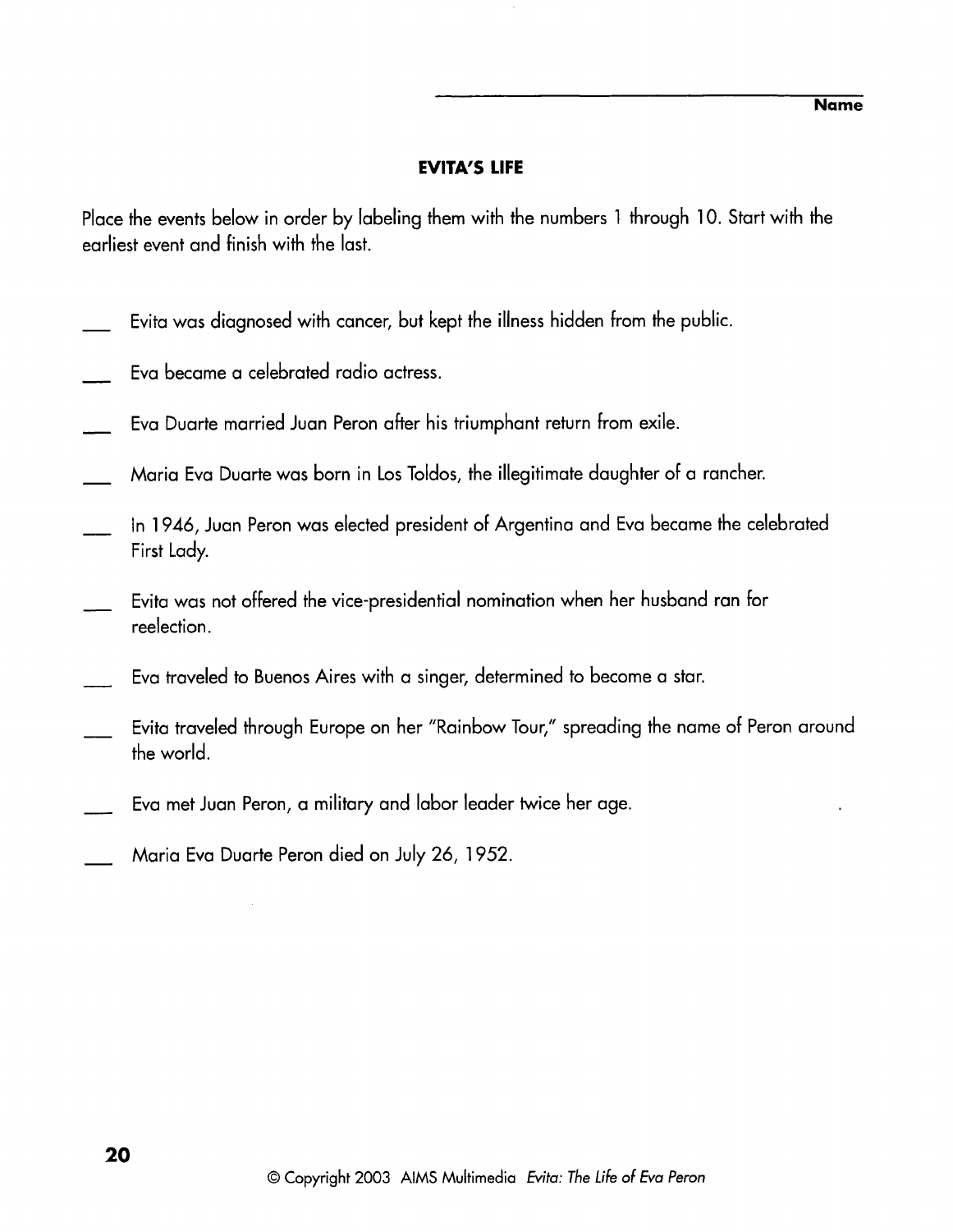Name

## EVITA'S LIFE

Place the events below in order by labeling them with the numbers 1 through 10. Start with the earliest event and finish with the last.

___ Evita was diagnosed with cancer, but kept the illness hidden from the public.

___ Eva became a celebrated radio actress.

___ Eva Duarte married Juan Peron after his triumphant return from exile.

___ Maria Eva Duarte was born in Los Toldos, the illegitimate daughter of a rancher.

___ In 1946, Juan Peron was elected president of Argentina and Eva became the celebrated First Lady.

___ Evita was not offered the vice-presidential nomination when her husband ran for reelection.

___ Eva traveled to Buenos Aires with a singer, determined to become a star.

___ Evita traveled through Europe on her "Rainbow Tour," spreading the name of Peron around the world.

___ Eva met Juan Peron, a military and labor leader twice her age.

___ Maria Eva Duarte Peron died on July 26, 1952.

© Copyright 2003 AIMS Multimedia *Evita: The Life of Eva Peron*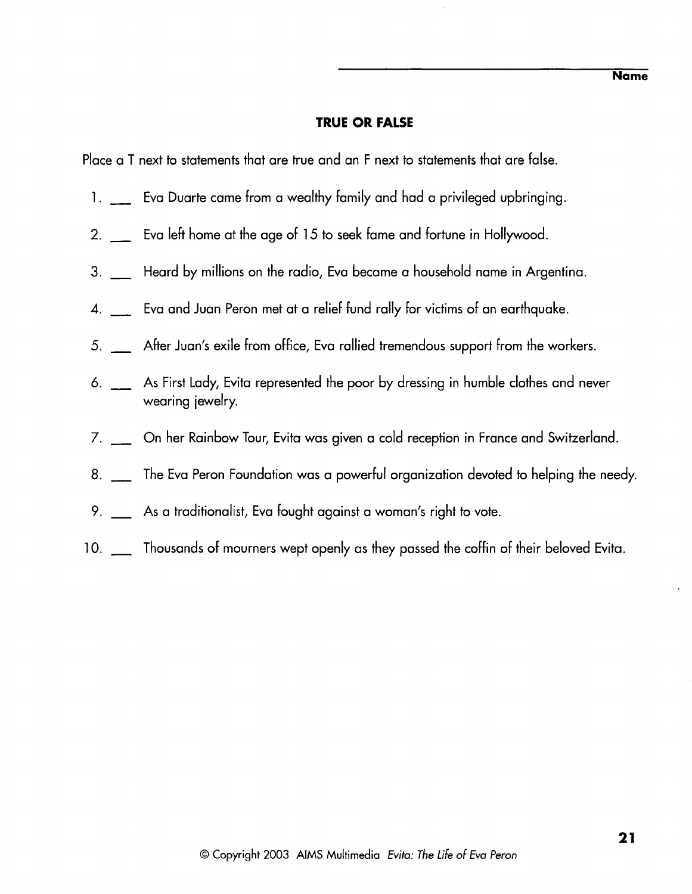Name

## TRUE OR FALSE

Place a T next to statements that are true and an F next to statements that are false.

1. ___ Eva Duarte came from a wealthy family and had a privileged upbringing.
2. ___ Eva left home at the age of 15 to seek fame and fortune in Hollywood.
3. ___ Heard by millions on the radio, Eva became a household name in Argentina.
4. ___ Eva and Juan Peron met at a relief fund rally for victims of an earthquake.
5. ___ After Juan's exile from office, Eva rallied tremendous support from the workers.
6. ___ As First Lady, Evita represented the poor by dressing in humble clothes and never wearing jewelry.
7. ___ On her Rainbow Tour, Evita was given a cold reception in France and Switzerland.
8. ___ The Eva Peron Foundation was a powerful organization devoted to helping the needy.
9. ___ As a traditionalist, Eva fought against a woman's right to vote.
10. ___ Thousands of mourners wept openly as they passed the coffin of their beloved Evita.

© Copyright 2003 AIMS Multimedia *Evita: The Life of Eva Peron*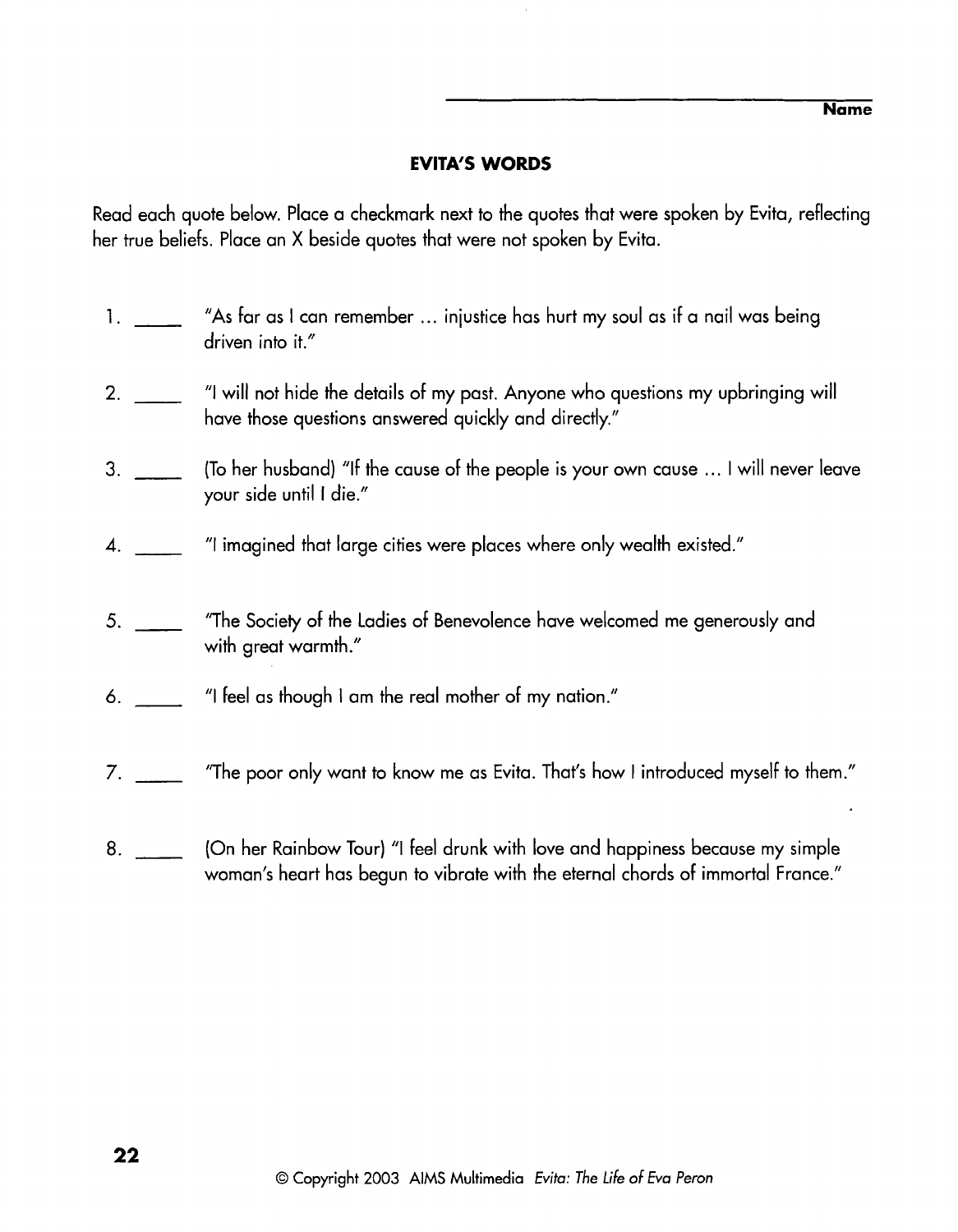Name

## EVITA'S WORDS

Read each quote below. Place a checkmark next to the quotes that were spoken by Evita, reflecting her true beliefs. Place an X beside quotes that were not spoken by Evita.

1. \_\_\_\_ "As far as I can remember ... injustice has hurt my soul as if a nail was being driven into it."

2. \_\_\_\_ "I will not hide the details of my past. Anyone who questions my upbringing will have those questions answered quickly and directly."

3. \_\_\_\_ (To her husband) "If the cause of the people is your own cause ... I will never leave your side until I die."

4. \_\_\_\_ "I imagined that large cities were places where only wealth existed."

5. \_\_\_\_ "The Society of the Ladies of Benevolence have welcomed me generously and with great warmth."

6. \_\_\_\_ "I feel as though I am the real mother of my nation."

7. \_\_\_\_ "The poor only want to know me as Evita. That's how I introduced myself to them."

8. \_\_\_\_ (On her Rainbow Tour) "I feel drunk with love and happiness because my simple woman's heart has begun to vibrate with the eternal chords of immortal France."

© Copyright 2003 AIMS Multimedia *Evita: The Life of Eva Peron*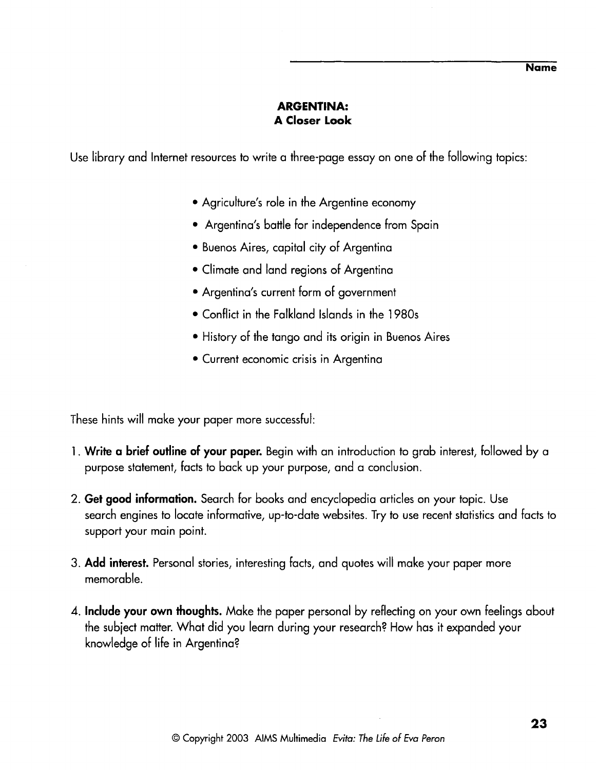Name

## ARGENTINA:
## A Closer Look

Use library and Internet resources to write a three-page essay on one of the following topics:

- Agriculture's role in the Argentine economy
- Argentina's battle for independence from Spain
- Buenos Aires, capital city of Argentina
- Climate and land regions of Argentina
- Argentina's current form of government
- Conflict in the Falkland Islands in the 1980s
- History of the tango and its origin in Buenos Aires
- Current economic crisis in Argentina

These hints will make your paper more successful:

1. **Write a brief outline of your paper.** Begin with an introduction to grab interest, followed by a purpose statement, facts to back up your purpose, and a conclusion.
2. **Get good information.** Search for books and encyclopedia articles on your topic. Use search engines to locate informative, up-to-date websites. Try to use recent statistics and facts to support your main point.
3. **Add interest.** Personal stories, interesting facts, and quotes will make your paper more memorable.
4. **Include your own thoughts.** Make the paper personal by reflecting on your own feelings about the subject matter. What did you learn during your research? How has it expanded your knowledge of life in Argentina?

© Copyright 2003 AIMS Multimedia *Evita: The Life of Eva Peron*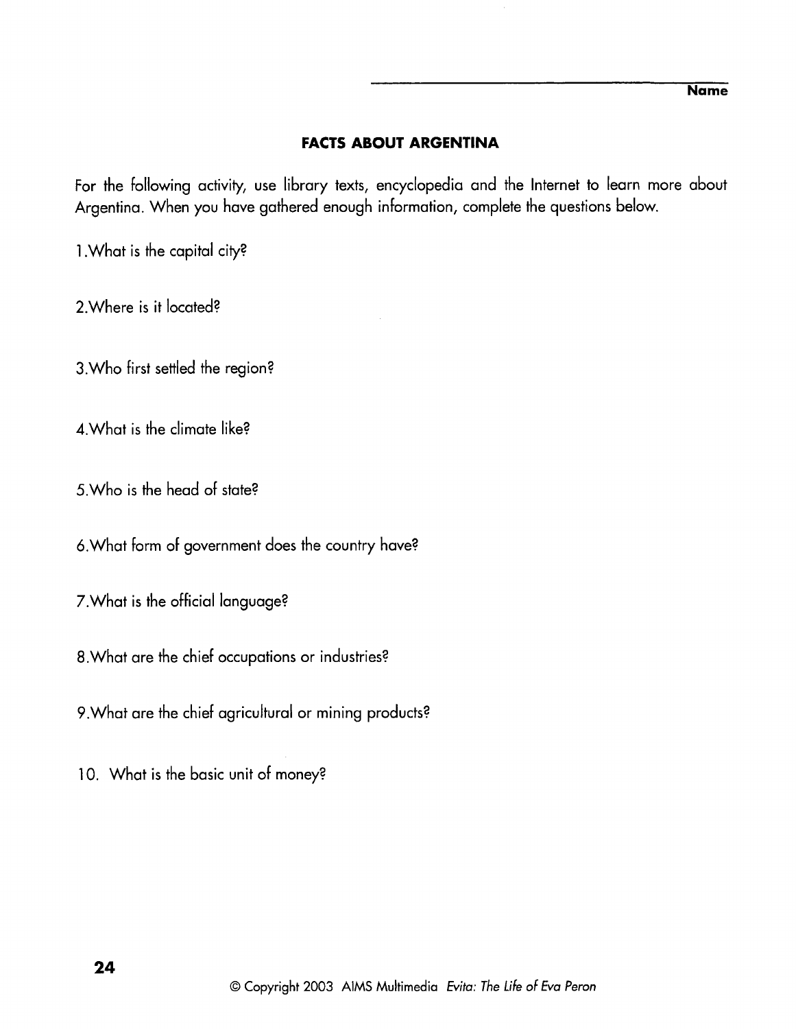Name

## FACTS ABOUT ARGENTINA

For the following activity, use library texts, encyclopedia and the Internet to learn more about Argentina. When you have gathered enough information, complete the questions below.

1. What is the capital city?

2. Where is it located?

3. Who first settled the region?

4. What is the climate like?

5. Who is the head of state?

6. What form of government does the country have?

7. What is the official language?

8. What are the chief occupations or industries?

9. What are the chief agricultural or mining products?

10. What is the basic unit of money?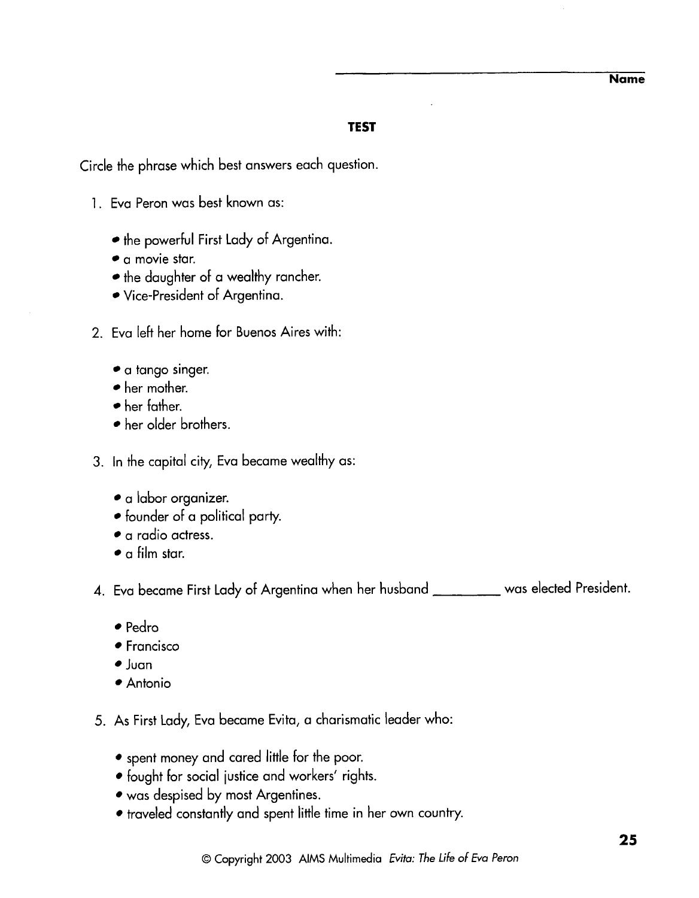Name

## TEST

Circle the phrase which best answers each question.

1. Eva Peron was best known as:

   - the powerful First Lady of Argentina.
   - a movie star.
   - the daughter of a wealthy rancher.
   - Vice-President of Argentina.

2. Eva left her home for Buenos Aires with:

   - a tango singer.
   - her mother.
   - her father.
   - her older brothers.

3. In the capital city, Eva became wealthy as:

   - a labor organizer.
   - founder of a political party.
   - a radio actress.
   - a film star.

4. Eva became First Lady of Argentina when her husband _________ was elected President.

   - Pedro
   - Francisco
   - Juan
   - Antonio

5. As First Lady, Eva became Evita, a charismatic leader who:

   - spent money and cared little for the poor.
   - fought for social justice and workers' rights.
   - was despised by most Argentines.
   - traveled constantly and spent little time in her own country.

© Copyright 2003 AIMS Multimedia *Evita: The Life of Eva Peron*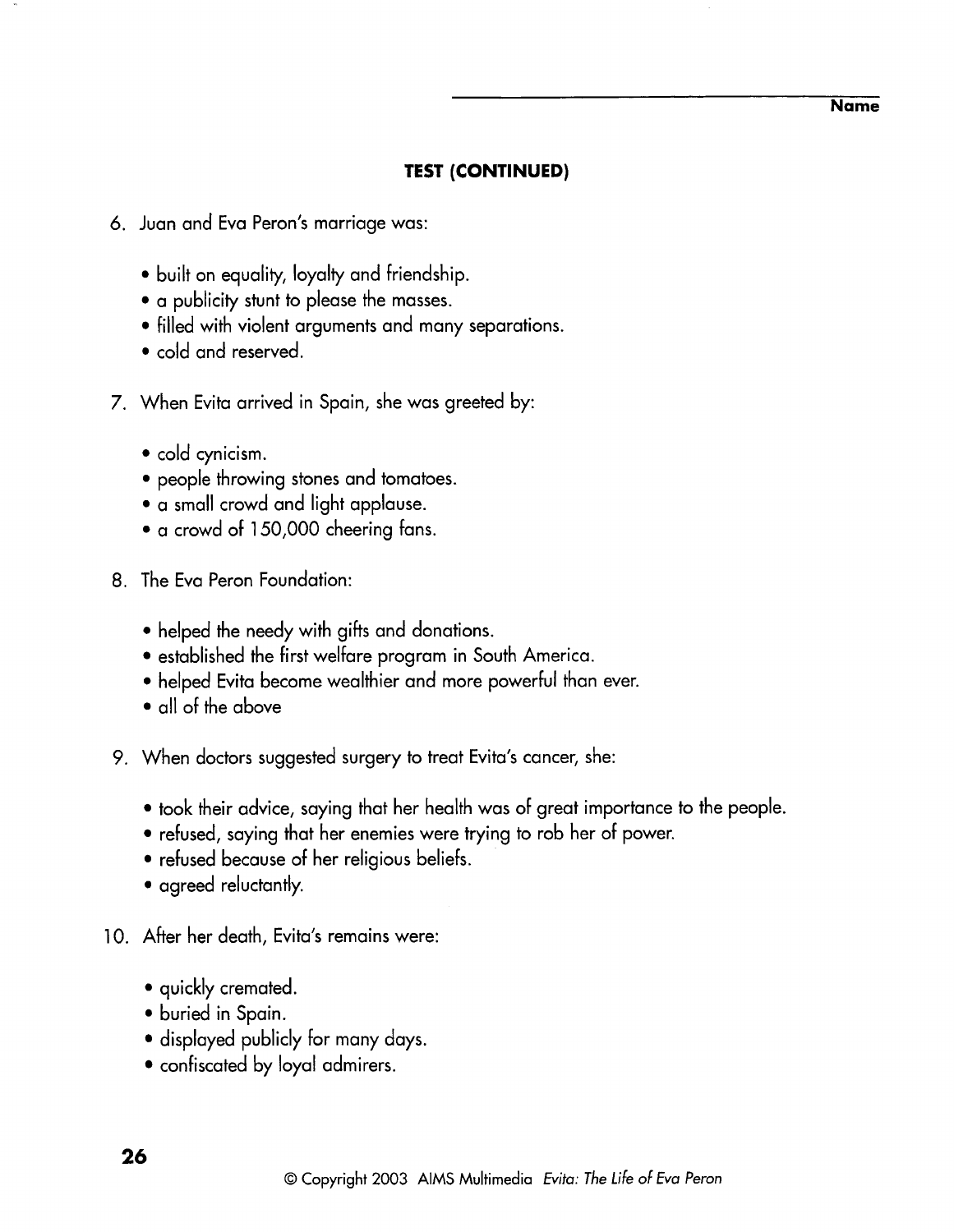Name

**TEST (CONTINUED)**

6. Juan and Eva Peron's marriage was:

    - built on equality, loyalty and friendship.
    - a publicity stunt to please the masses.
    - filled with violent arguments and many separations.
    - cold and reserved.

7. When Evita arrived in Spain, she was greeted by:

    - cold cynicism.
    - people throwing stones and tomatoes.
    - a small crowd and light applause.
    - a crowd of 150,000 cheering fans.

8. The Eva Peron Foundation:

    - helped the needy with gifts and donations.
    - established the first welfare program in South America.
    - helped Evita become wealthier and more powerful than ever.
    - all of the above

9. When doctors suggested surgery to treat Evita's cancer, she:

    - took their advice, saying that her health was of great importance to the people.
    - refused, saying that her enemies were trying to rob her of power.
    - refused because of her religious beliefs.
    - agreed reluctantly.

10. After her death, Evita's remains were:

    - quickly cremated.
    - buried in Spain.
    - displayed publicly for many days.
    - confiscated by loyal admirers.

© Copyright 2003 AIMS Multimedia *Evita: The Life of Eva Peron*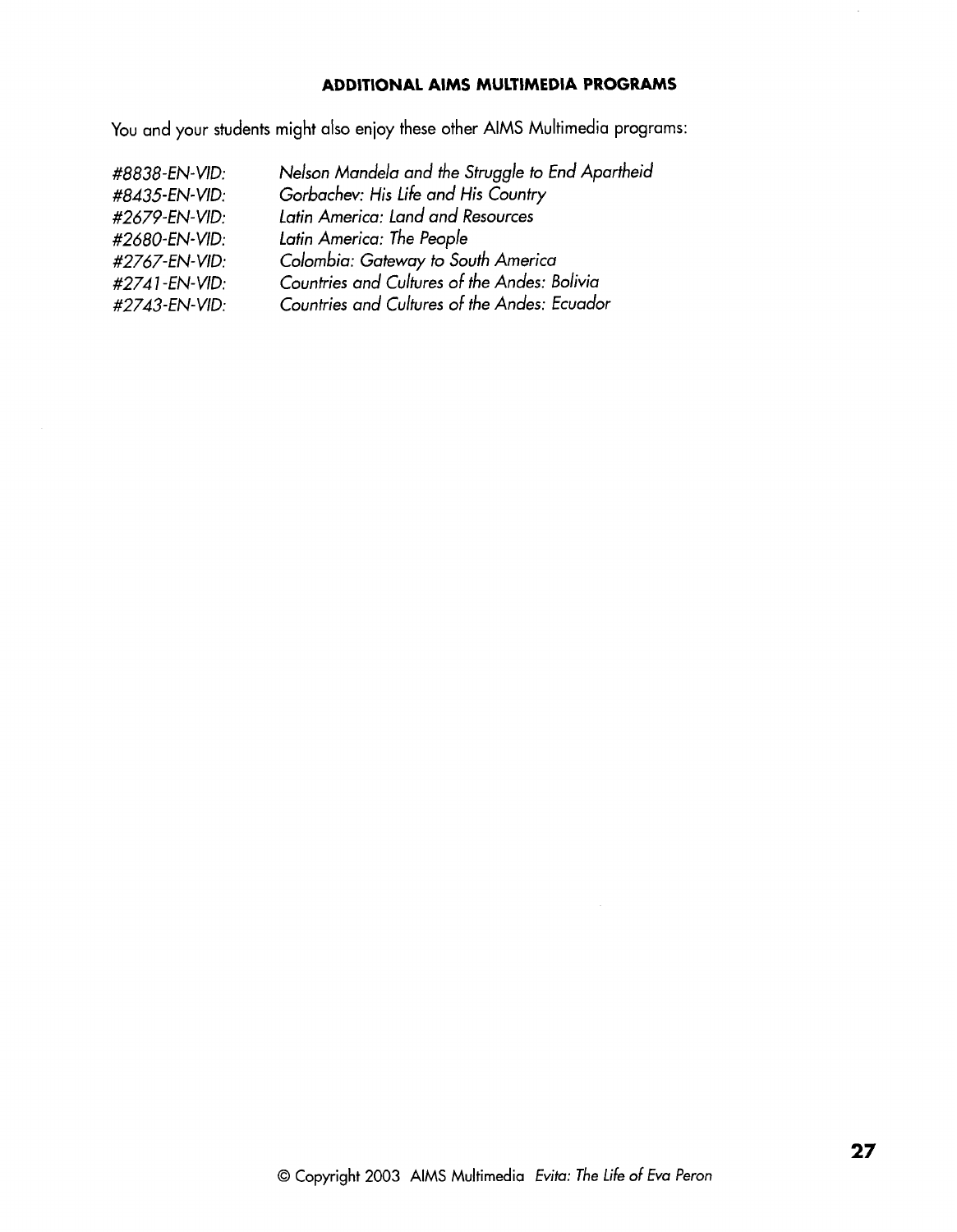## ADDITIONAL AIMS MULTIMEDIA PROGRAMS

You and your students might also enjoy these other AIMS Multimedia programs:

*#8838-EN-VID:* *Nelson Mandela and the Struggle to End Apartheid*
*#8435-EN-VID:* *Gorbachev: His Life and His Country*
*#2679-EN-VID:* *Latin America: Land and Resources*
*#2680-EN-VID:* *Latin America: The People*
*#2767-EN-VID:* *Colombia: Gateway to South America*
*#2741-EN-VID:* *Countries and Cultures of the Andes: Bolivia*
*#2743-EN-VID:* *Countries and Cultures of the Andes: Ecuador*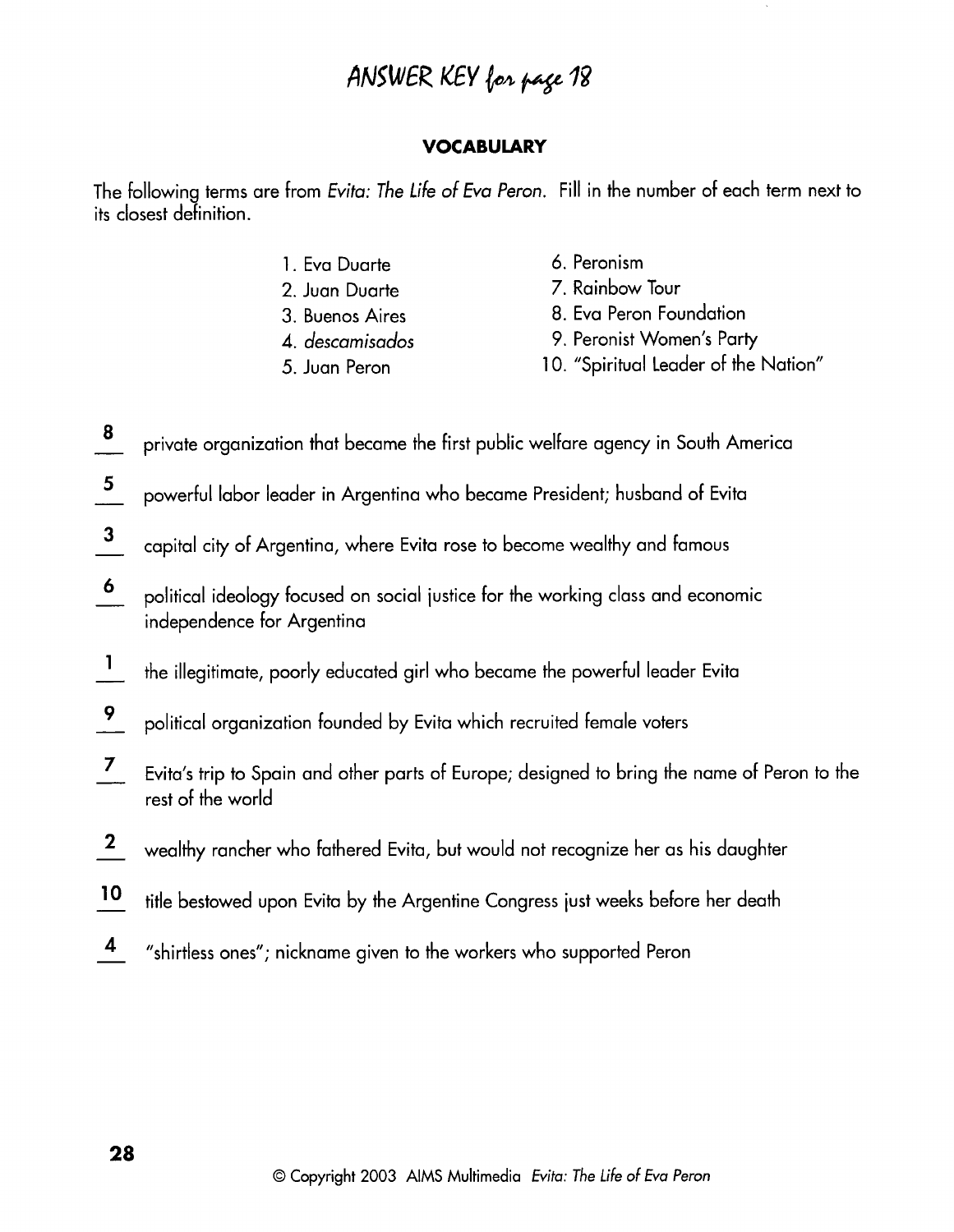# ANSWER KEY for page 18

## VOCABULARY

The following terms are from *Evita: The Life of Eva Peron*. Fill in the number of each term next to its closest definition.

1. Eva Duarte
2. Juan Duarte
3. Buenos Aires
4. *descamisados*
5. Juan Peron
6. Peronism
7. Rainbow Tour
8. Eva Peron Foundation
9. Peronist Women's Party
10. "Spiritual Leader of the Nation"

8 private organization that became the first public welfare agency in South America

5 powerful labor leader in Argentina who became President; husband of Evita

3 capital city of Argentina, where Evita rose to become wealthy and famous

6 political ideology focused on social justice for the working class and economic independence for Argentina

1 the illegitimate, poorly educated girl who became the powerful leader Evita

9 political organization founded by Evita which recruited female voters

7 Evita's trip to Spain and other parts of Europe; designed to bring the name of Peron to the rest of the world

2 wealthy rancher who fathered Evita, but would not recognize her as his daughter

10 title bestowed upon Evita by the Argentine Congress just weeks before her death

4 "shirtless ones"; nickname given to the workers who supported Peron

© Copyright 2003 AIMS Multimedia *Evita: The Life of Eva Peron*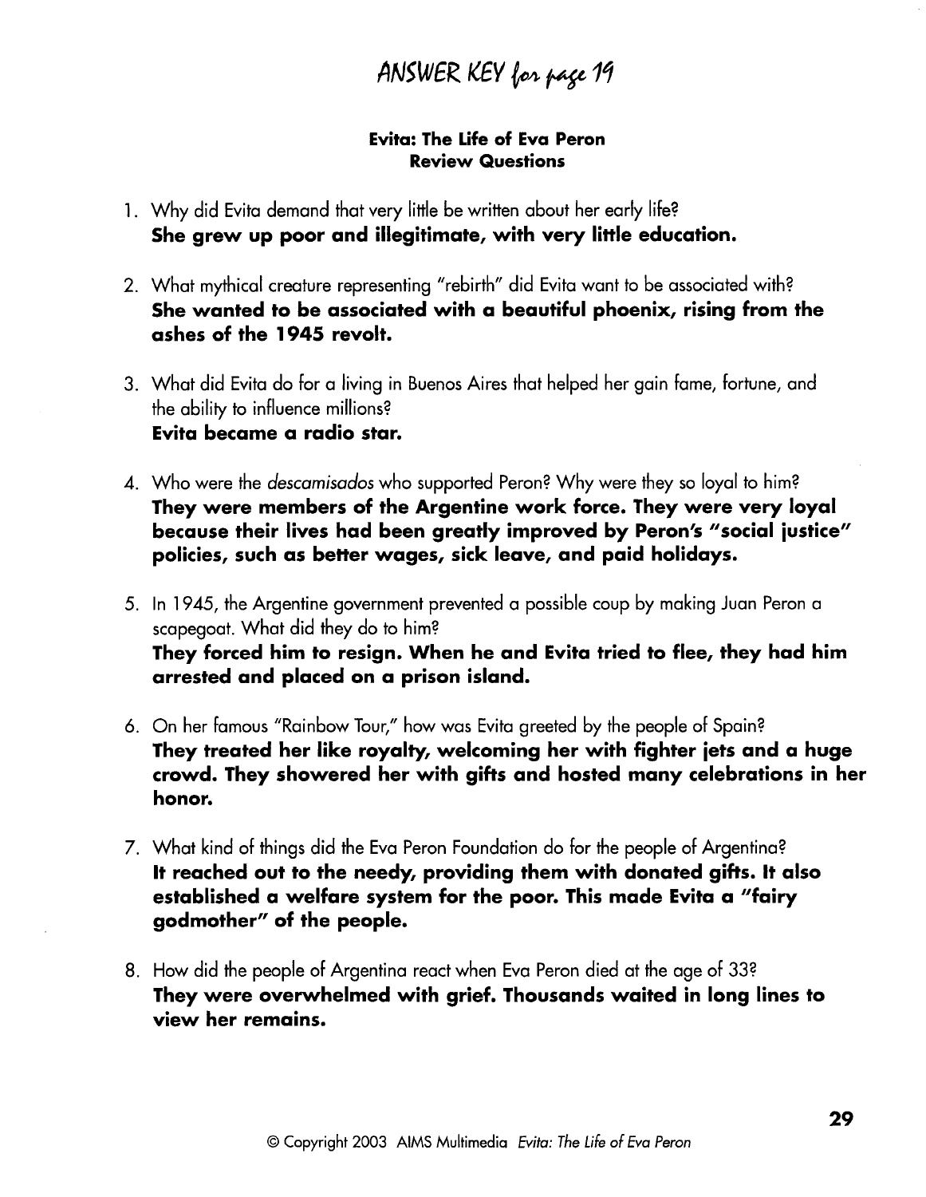# ANSWER KEY for page 19

**Evita: The Life of Eva Peron**
**Review Questions**

1. Why did Evita demand that very little be written about her early life?
   **She grew up poor and illegitimate, with very little education.**

2. What mythical creature representing "rebirth" did Evita want to be associated with?
   **She wanted to be associated with a beautiful phoenix, rising from the ashes of the 1945 revolt.**

3. What did Evita do for a living in Buenos Aires that helped her gain fame, fortune, and the ability to influence millions?
   **Evita became a radio star.**

4. Who were the *descamisados* who supported Peron? Why were they so loyal to him?
   **They were members of the Argentine work force. They were very loyal because their lives had been greatly improved by Peron's "social justice" policies, such as better wages, sick leave, and paid holidays.**

5. In 1945, the Argentine government prevented a possible coup by making Juan Peron a scapegoat. What did they do to him?
   **They forced him to resign. When he and Evita tried to flee, they had him arrested and placed on a prison island.**

6. On her famous "Rainbow Tour," how was Evita greeted by the people of Spain?
   **They treated her like royalty, welcoming her with fighter jets and a huge crowd. They showered her with gifts and hosted many celebrations in her honor.**

7. What kind of things did the Eva Peron Foundation do for the people of Argentina?
   **It reached out to the needy, providing them with donated gifts. It also established a welfare system for the poor. This made Evita a "fairy godmother" of the people.**

8. How did the people of Argentina react when Eva Peron died at the age of 33?
   **They were overwhelmed with grief. Thousands waited in long lines to view her remains.**

© Copyright 2003 AIMS Multimedia *Evita: The Life of Eva Peron*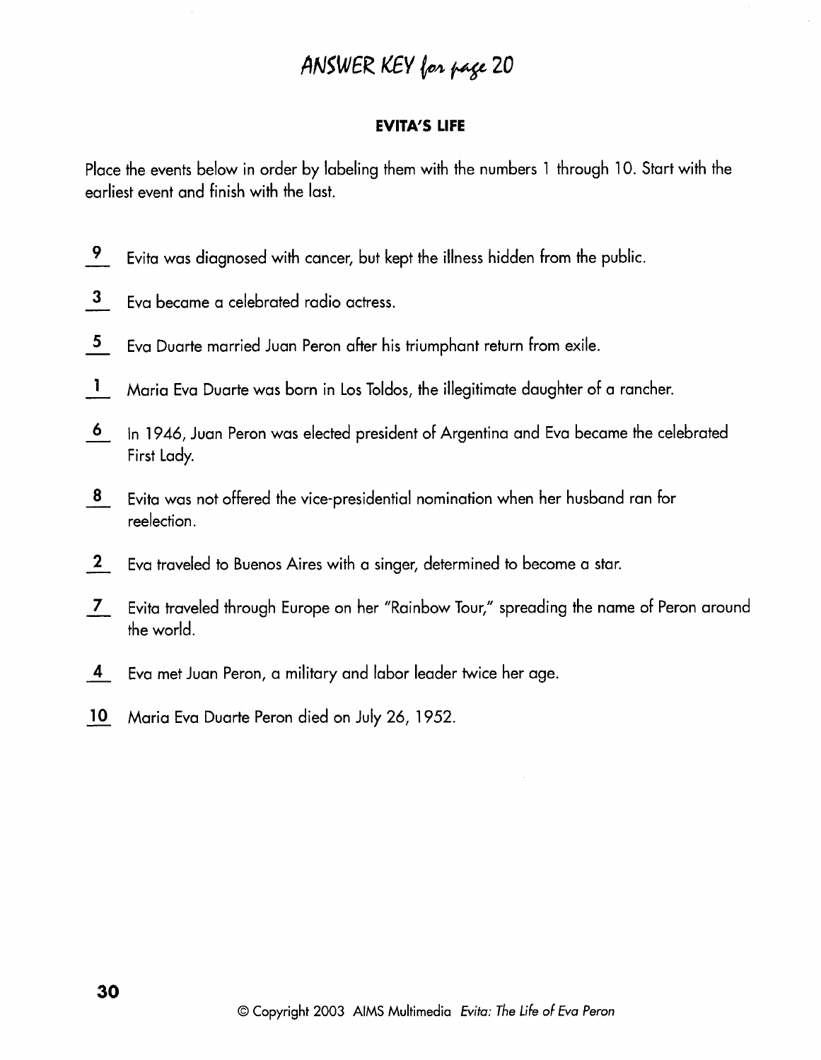# ANSWER KEY for page 20

**EVITA'S LIFE**

Place the events below in order by labeling them with the numbers 1 through 10. Start with the earliest event and finish with the last.

9 Evita was diagnosed with cancer, but kept the illness hidden from the public.

3 Eva became a celebrated radio actress.

5 Eva Duarte married Juan Peron after his triumphant return from exile.

1 Maria Eva Duarte was born in Los Toldos, the illegitimate daughter of a rancher.

6 In 1946, Juan Peron was elected president of Argentina and Eva became the celebrated First Lady.

8 Evita was not offered the vice-presidential nomination when her husband ran for reelection.

2 Eva traveled to Buenos Aires with a singer, determined to become a star.

7 Evita traveled through Europe on her "Rainbow Tour," spreading the name of Peron around the world.

4 Eva met Juan Peron, a military and labor leader twice her age.

10 Maria Eva Duarte Peron died on July 26, 1952.

© Copyright 2003 AIMS Multimedia *Evita: The Life of Eva Peron*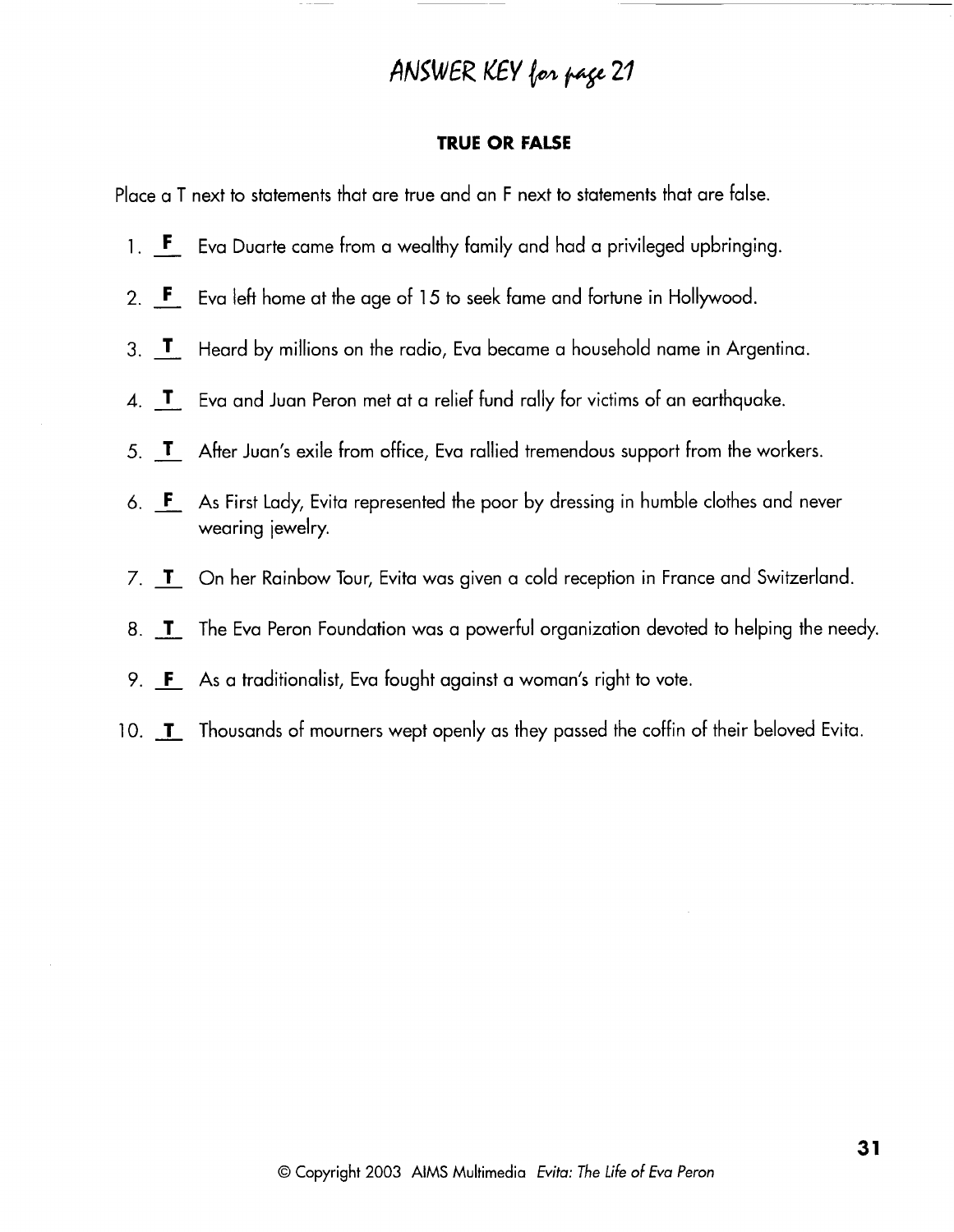# ANSWER KEY for page 21

## TRUE OR FALSE

Place a T next to statements that are true and an F next to statements that are false.

1. **F** Eva Duarte came from a wealthy family and had a privileged upbringing.
2. **F** Eva left home at the age of 15 to seek fame and fortune in Hollywood.
3. **T** Heard by millions on the radio, Eva became a household name in Argentina.
4. **T** Eva and Juan Peron met at a relief fund rally for victims of an earthquake.
5. **T** After Juan's exile from office, Eva rallied tremendous support from the workers.
6. **F** As First Lady, Evita represented the poor by dressing in humble clothes and never wearing jewelry.
7. **T** On her Rainbow Tour, Evita was given a cold reception in France and Switzerland.
8. **T** The Eva Peron Foundation was a powerful organization devoted to helping the needy.
9. **F** As a traditionalist, Eva fought against a woman's right to vote.
10. **T** Thousands of mourners wept openly as they passed the coffin of their beloved Evita.

© Copyright 2003 AIMS Multimedia *Evita: The Life of Eva Peron*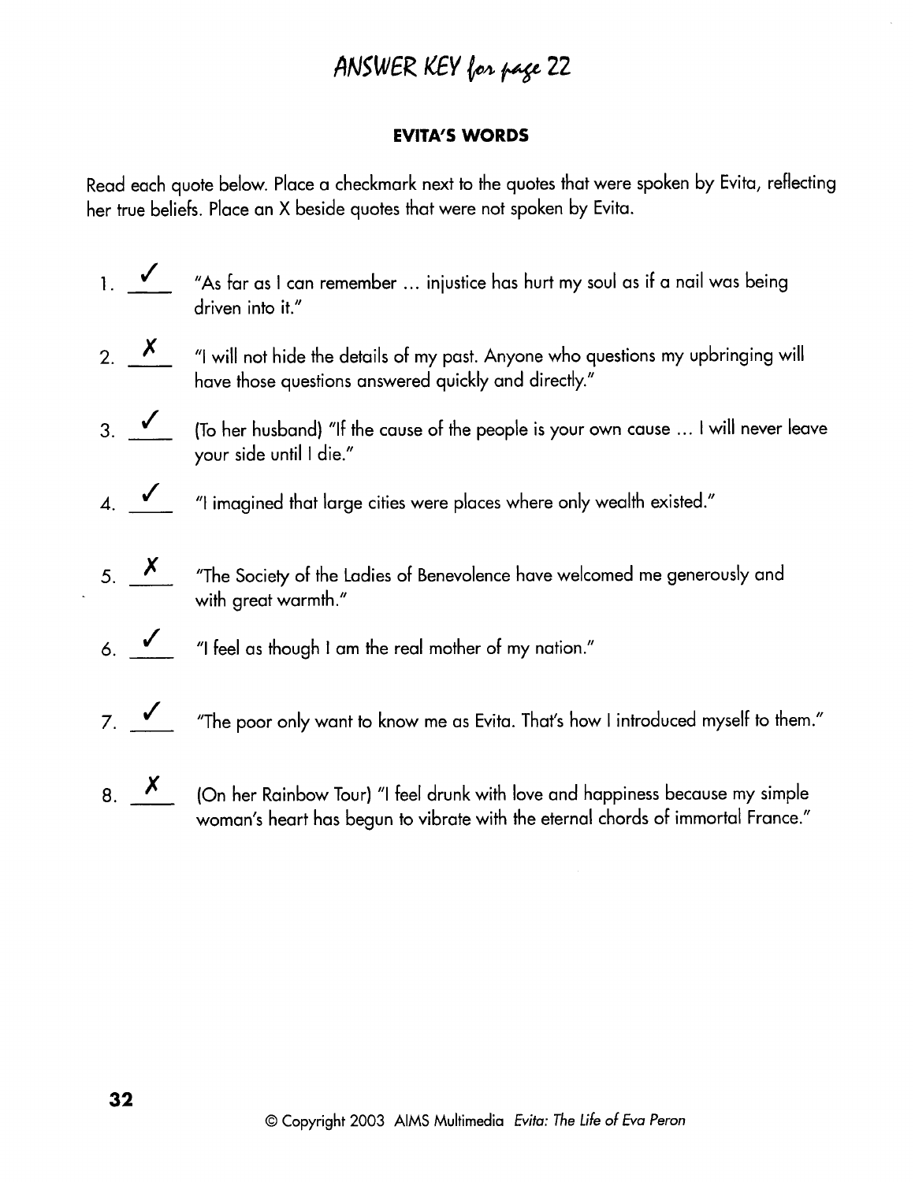# ANSWER KEY for page 22

## EVITA'S WORDS

Read each quote below. Place a checkmark next to the quotes that were spoken by Evita, reflecting her true beliefs. Place an X beside quotes that were not spoken by Evita.

1. ✓ "As far as I can remember ... injustice has hurt my soul as if a nail was being driven into it."
2. ✗ "I will not hide the details of my past. Anyone who questions my upbringing will have those questions answered quickly and directly."
3. ✓ (To her husband) "If the cause of the people is your own cause ... I will never leave your side until I die."
4. ✓ "I imagined that large cities were places where only wealth existed."
5. ✗ "The Society of the Ladies of Benevolence have welcomed me generously and with great warmth."
6. ✓ "I feel as though I am the real mother of my nation."
7. ✓ "The poor only want to know me as Evita. That's how I introduced myself to them."
8. ✗ (On her Rainbow Tour) "I feel drunk with love and happiness because my simple woman's heart has begun to vibrate with the eternal chords of immortal France."

© Copyright 2003 AIMS Multimedia *Evita: The Life of Eva Peron*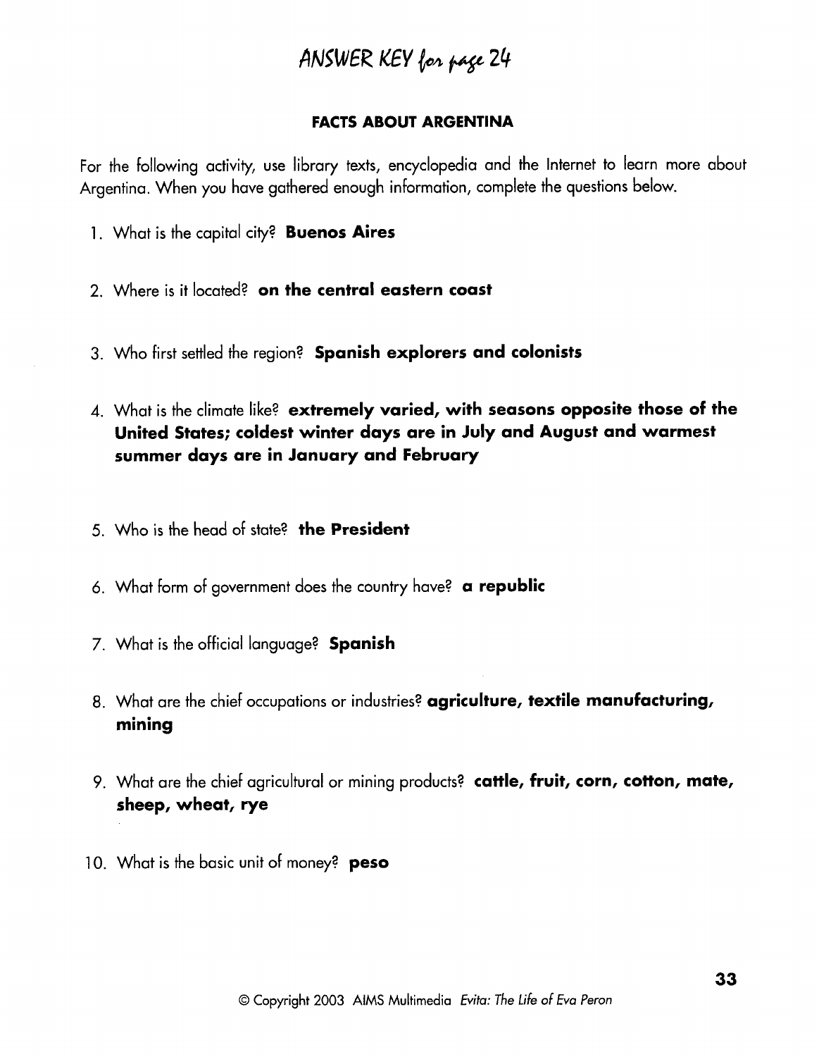# ANSWER KEY for page 24

## FACTS ABOUT ARGENTINA

For the following activity, use library texts, encyclopedia and the Internet to learn more about Argentina. When you have gathered enough information, complete the questions below.

1. What is the capital city? **Buenos Aires**

2. Where is it located? **on the central eastern coast**

3. Who first settled the region? **Spanish explorers and colonists**

4. What is the climate like? **extremely varied, with seasons opposite those of the United States; coldest winter days are in July and August and warmest summer days are in January and February**

5. Who is the head of state? **the President**

6. What form of government does the country have? **a republic**

7. What is the official language? **Spanish**

8. What are the chief occupations or industries? **agriculture, textile manufacturing, mining**

9. What are the chief agricultural or mining products? **cattle, fruit, corn, cotton, mate, sheep, wheat, rye**

10. What is the basic unit of money? **peso**

© Copyright 2003 AIMS Multimedia *Evita: The Life of Eva Peron*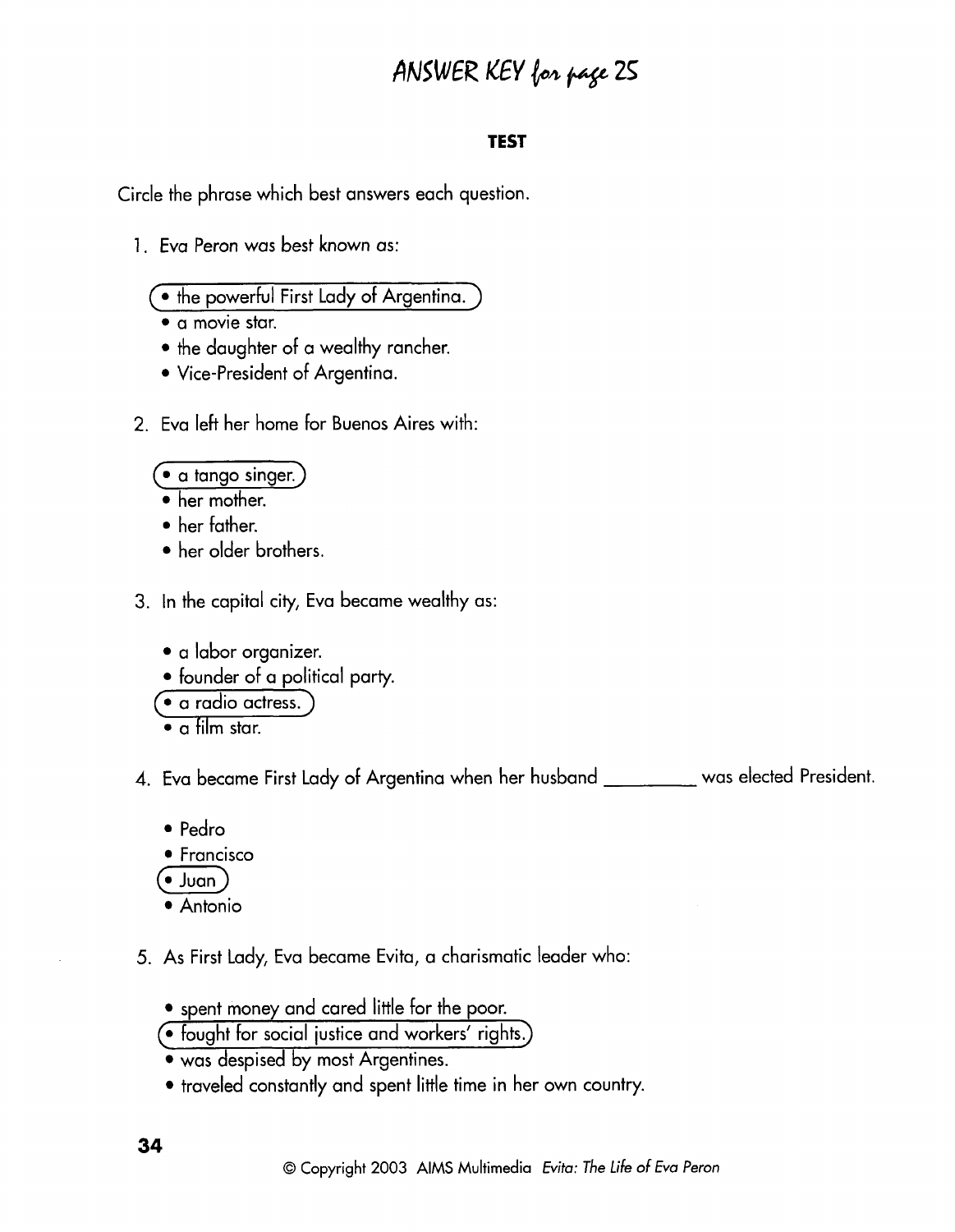# ANSWER KEY for page 25

## TEST

Circle the phrase which best answers each question.

1. Eva Peron was best known as:

   - **the powerful First Lady of Argentina.** (circled)
   - a movie star.
   - the daughter of a wealthy rancher.
   - Vice-President of Argentina.

2. Eva left her home for Buenos Aires with:

   - **a tango singer.** (circled)
   - her mother.
   - her father.
   - her older brothers.

3. In the capital city, Eva became wealthy as:

   - a labor organizer.
   - founder of a political party.
   - **a radio actress.** (circled)
   - a film star.

4. Eva became First Lady of Argentina when her husband _________ was elected President.

   - Pedro
   - Francisco
   - **Juan** (circled)
   - Antonio

5. As First Lady, Eva became Evita, a charismatic leader who:

   - spent money and cared little for the poor.
   - **fought for social justice and workers' rights.** (circled)
   - was despised by most Argentines.
   - traveled constantly and spent little time in her own country.

© Copyright 2003 AIMS Multimedia *Evita: The Life of Eva Peron*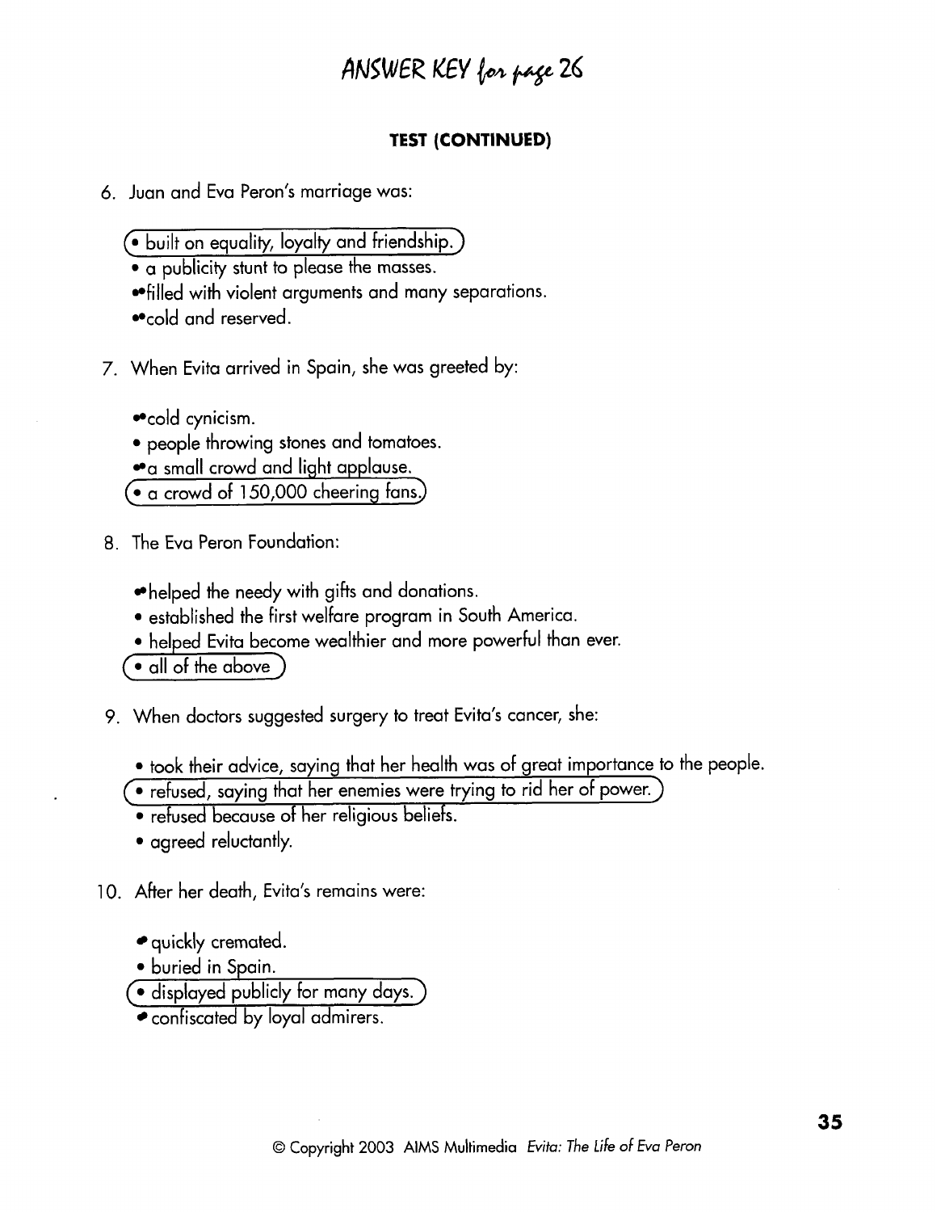# ANSWER KEY for page 26

**TEST (CONTINUED)**

6. Juan and Eva Peron's marriage was:

   - **built on equality, loyalty and friendship.** (circled)
   - a publicity stunt to please the masses.
   - filled with violent arguments and many separations.
   - cold and reserved.

7. When Evita arrived in Spain, she was greeted by:

   - cold cynicism.
   - people throwing stones and tomatoes.
   - a small crowd and light applause.
   - **a crowd of 150,000 cheering fans.** (circled)

8. The Eva Peron Foundation:

   - helped the needy with gifts and donations.
   - established the first welfare program in South America.
   - helped Evita become wealthier and more powerful than ever.
   - **all of the above** (circled)

9. When doctors suggested surgery to treat Evita's cancer, she:

   - took their advice, saying that her health was of great importance to the people.
   - **refused, saying that her enemies were trying to rid her of power.** (circled)
   - refused because of her religious beliefs.
   - agreed reluctantly.

10. After her death, Evita's remains were:

    - quickly cremated.
    - buried in Spain.
    - **displayed publicly for many days.** (circled)
    - confiscated by loyal admirers.

© Copyright 2003 AIMS Multimedia *Evita: The Life of Eva Peron*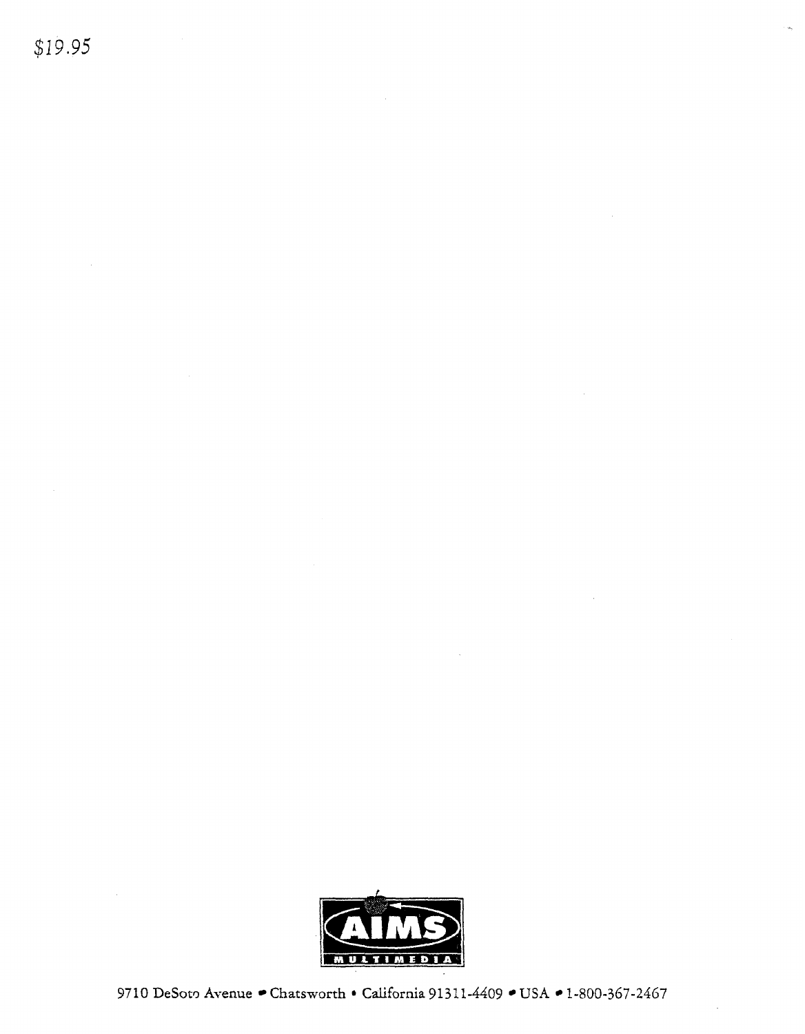$19.95

AIMS

MULTIMEDIA

9710 DeSoto Avenue • Chatsworth • California 91311-4409 • USA • 1-800-367-2467